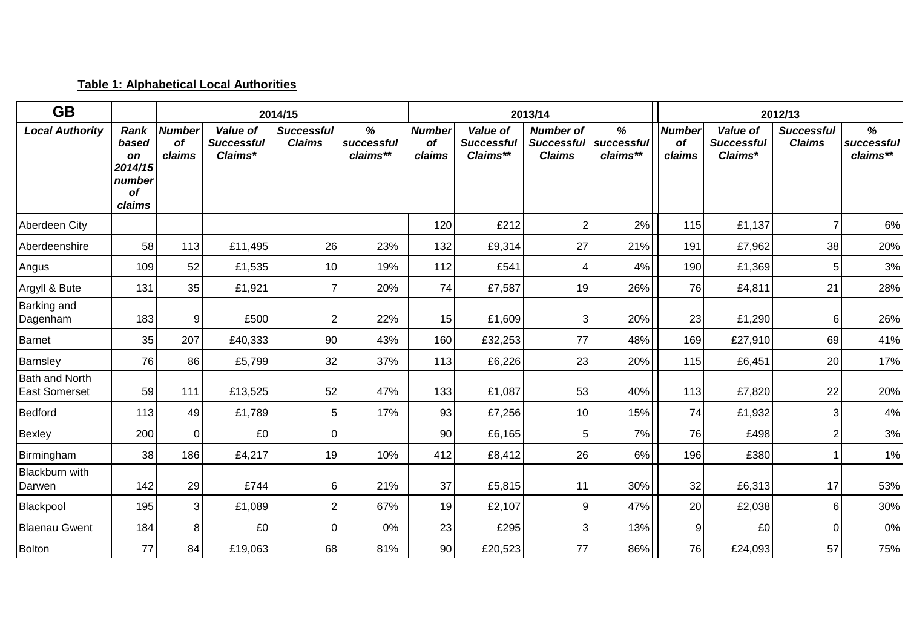**Table 1: Alphabetical Local Authorities**

| GB | | 2014/15 | | | | 2013/14 | | | | 2012/13 | | | |
|---|---|---|---|---|---|---|---|---|---|---|---|---|---|
| *Local Authority* | *Rank based on 2014/15 number of claims* | *Number of claims* | *Value of Successful Claims** | *Successful Claims* | *% successful claims*** | *Number of claims* | *Value of Successful Claims*** | *Number of Successful Claims* | *% successful claims*** | *Number of claims* | *Value of Successful Claims** | *Successful Claims* | *% successful claims*** |
| Aberdeen City | | | | | | 120 | £212 | 2 | 2% | 115 | £1,137 | 7 | 6% |
| Aberdeenshire | 58 | 113 | £11,495 | 26 | 23% | 132 | £9,314 | 27 | 21% | 191 | £7,962 | 38 | 20% |
| Angus | 109 | 52 | £1,535 | 10 | 19% | 112 | £541 | 4 | 4% | 190 | £1,369 | 5 | 3% |
| Argyll & Bute | 131 | 35 | £1,921 | 7 | 20% | 74 | £7,587 | 19 | 26% | 76 | £4,811 | 21 | 28% |
| Barking and Dagenham | 183 | 9 | £500 | 2 | 22% | 15 | £1,609 | 3 | 20% | 23 | £1,290 | 6 | 26% |
| Barnet | 35 | 207 | £40,333 | 90 | 43% | 160 | £32,253 | 77 | 48% | 169 | £27,910 | 69 | 41% |
| Barnsley | 76 | 86 | £5,799 | 32 | 37% | 113 | £6,226 | 23 | 20% | 115 | £6,451 | 20 | 17% |
| Bath and North East Somerset | 59 | 111 | £13,525 | 52 | 47% | 133 | £1,087 | 53 | 40% | 113 | £7,820 | 22 | 20% |
| Bedford | 113 | 49 | £1,789 | 5 | 17% | 93 | £7,256 | 10 | 15% | 74 | £1,932 | 3 | 4% |
| Bexley | 200 | 0 | £0 | 0 | | 90 | £6,165 | 5 | 7% | 76 | £498 | 2 | 3% |
| Birmingham | 38 | 186 | £4,217 | 19 | 10% | 412 | £8,412 | 26 | 6% | 196 | £380 | 1 | 1% |
| Blackburn with Darwen | 142 | 29 | £744 | 6 | 21% | 37 | £5,815 | 11 | 30% | 32 | £6,313 | 17 | 53% |
| Blackpool | 195 | 3 | £1,089 | 2 | 67% | 19 | £2,107 | 9 | 47% | 20 | £2,038 | 6 | 30% |
| Blaenau Gwent | 184 | 8 | £0 | 0 | 0% | 23 | £295 | 3 | 13% | 9 | £0 | 0 | 0% |
| Bolton | 77 | 84 | £19,063 | 68 | 81% | 90 | £20,523 | 77 | 86% | 76 | £24,093 | 57 | 75% |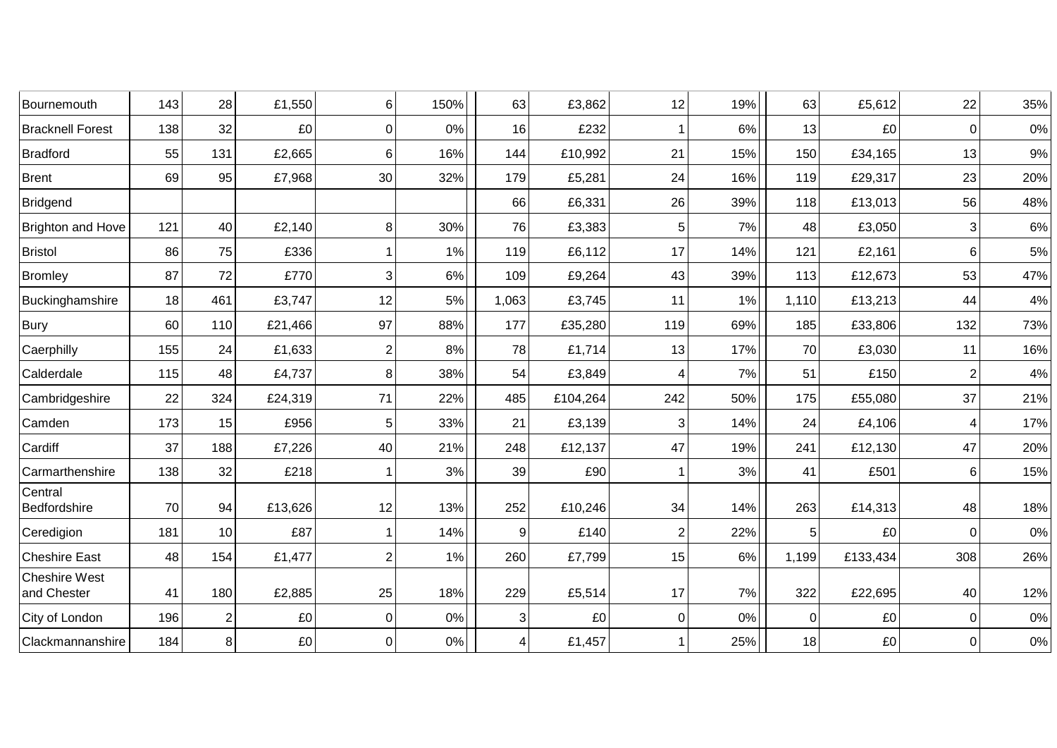| | | | | | | | | | | | | | |
|---|---|---|---|---|---|---|---|---|---|---|---|---|---|
| Bournemouth | 143 | 28 | £1,550 | 6 | 150% | 63 | £3,862 | 12 | 19% | 63 | £5,612 | 22 | 35% |
| Bracknell Forest | 138 | 32 | £0 | 0 | 0% | 16 | £232 | 1 | 6% | 13 | £0 | 0 | 0% |
| Bradford | 55 | 131 | £2,665 | 6 | 16% | 144 | £10,992 | 21 | 15% | 150 | £34,165 | 13 | 9% |
| Brent | 69 | 95 | £7,968 | 30 | 32% | 179 | £5,281 | 24 | 16% | 119 | £29,317 | 23 | 20% |
| Bridgend | | | | | | 66 | £6,331 | 26 | 39% | 118 | £13,013 | 56 | 48% |
| Brighton and Hove | 121 | 40 | £2,140 | 8 | 30% | 76 | £3,383 | 5 | 7% | 48 | £3,050 | 3 | 6% |
| Bristol | 86 | 75 | £336 | 1 | 1% | 119 | £6,112 | 17 | 14% | 121 | £2,161 | 6 | 5% |
| Bromley | 87 | 72 | £770 | 3 | 6% | 109 | £9,264 | 43 | 39% | 113 | £12,673 | 53 | 47% |
| Buckinghamshire | 18 | 461 | £3,747 | 12 | 5% | 1,063 | £3,745 | 11 | 1% | 1,110 | £13,213 | 44 | 4% |
| Bury | 60 | 110 | £21,466 | 97 | 88% | 177 | £35,280 | 119 | 69% | 185 | £33,806 | 132 | 73% |
| Caerphilly | 155 | 24 | £1,633 | 2 | 8% | 78 | £1,714 | 13 | 17% | 70 | £3,030 | 11 | 16% |
| Calderdale | 115 | 48 | £4,737 | 8 | 38% | 54 | £3,849 | 4 | 7% | 51 | £150 | 2 | 4% |
| Cambridgeshire | 22 | 324 | £24,319 | 71 | 22% | 485 | £104,264 | 242 | 50% | 175 | £55,080 | 37 | 21% |
| Camden | 173 | 15 | £956 | 5 | 33% | 21 | £3,139 | 3 | 14% | 24 | £4,106 | 4 | 17% |
| Cardiff | 37 | 188 | £7,226 | 40 | 21% | 248 | £12,137 | 47 | 19% | 241 | £12,130 | 47 | 20% |
| Carmarthenshire | 138 | 32 | £218 | 1 | 3% | 39 | £90 | 1 | 3% | 41 | £501 | 6 | 15% |
| Central Bedfordshire | 70 | 94 | £13,626 | 12 | 13% | 252 | £10,246 | 34 | 14% | 263 | £14,313 | 48 | 18% |
| Ceredigion | 181 | 10 | £87 | 1 | 14% | 9 | £140 | 2 | 22% | 5 | £0 | 0 | 0% |
| Cheshire East | 48 | 154 | £1,477 | 2 | 1% | 260 | £7,799 | 15 | 6% | 1,199 | £133,434 | 308 | 26% |
| Cheshire West and Chester | 41 | 180 | £2,885 | 25 | 18% | 229 | £5,514 | 17 | 7% | 322 | £22,695 | 40 | 12% |
| City of London | 196 | 2 | £0 | 0 | 0% | 3 | £0 | 0 | 0% | 0 | £0 | 0 | 0% |
| Clackmannanshire | 184 | 8 | £0 | 0 | 0% | 4 | £1,457 | 1 | 25% | 18 | £0 | 0 | 0% |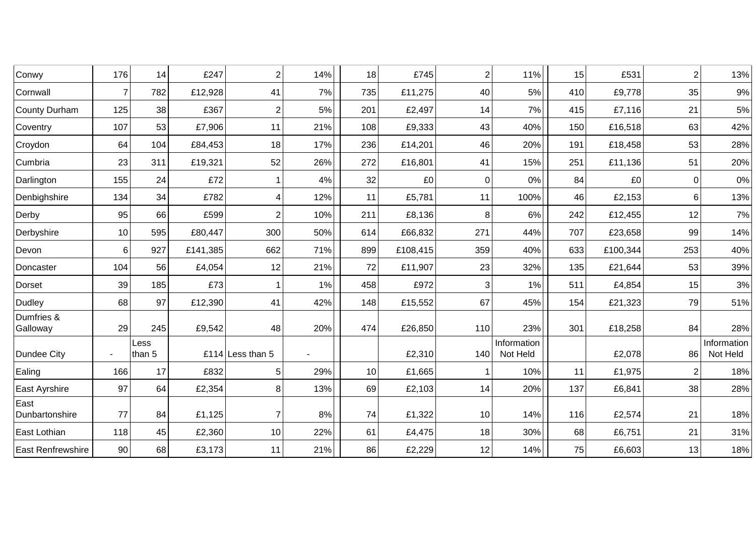| | | | | | | | | | | | | | |
|---|---|---|---|---|---|---|---|---|---|---|---|---|---|
| Conwy | 176 | 14 | £247 | 2 | 14% | 18 | £745 | 2 | 11% | 15 | £531 | 2 | 13% |
| Cornwall | 7 | 782 | £12,928 | 41 | 7% | 735 | £11,275 | 40 | 5% | 410 | £9,778 | 35 | 9% |
| County Durham | 125 | 38 | £367 | 2 | 5% | 201 | £2,497 | 14 | 7% | 415 | £7,116 | 21 | 5% |
| Coventry | 107 | 53 | £7,906 | 11 | 21% | 108 | £9,333 | 43 | 40% | 150 | £16,518 | 63 | 42% |
| Croydon | 64 | 104 | £84,453 | 18 | 17% | 236 | £14,201 | 46 | 20% | 191 | £18,458 | 53 | 28% |
| Cumbria | 23 | 311 | £19,321 | 52 | 26% | 272 | £16,801 | 41 | 15% | 251 | £11,136 | 51 | 20% |
| Darlington | 155 | 24 | £72 | 1 | 4% | 32 | £0 | 0 | 0% | 84 | £0 | 0 | 0% |
| Denbighshire | 134 | 34 | £782 | 4 | 12% | 11 | £5,781 | 11 | 100% | 46 | £2,153 | 6 | 13% |
| Derby | 95 | 66 | £599 | 2 | 10% | 211 | £8,136 | 8 | 6% | 242 | £12,455 | 12 | 7% |
| Derbyshire | 10 | 595 | £80,447 | 300 | 50% | 614 | £66,832 | 271 | 44% | 707 | £23,658 | 99 | 14% |
| Devon | 6 | 927 | £141,385 | 662 | 71% | 899 | £108,415 | 359 | 40% | 633 | £100,344 | 253 | 40% |
| Doncaster | 104 | 56 | £4,054 | 12 | 21% | 72 | £11,907 | 23 | 32% | 135 | £21,644 | 53 | 39% |
| Dorset | 39 | 185 | £73 | 1 | 1% | 458 | £972 | 3 | 1% | 511 | £4,854 | 15 | 3% |
| Dudley | 68 | 97 | £12,390 | 41 | 42% | 148 | £15,552 | 67 | 45% | 154 | £21,323 | 79 | 51% |
| Dumfries & Galloway | 29 | 245 | £9,542 | 48 | 20% | 474 | £26,850 | 110 | 23% | 301 | £18,258 | 84 | 28% |
| Dundee City | - | Less than 5 | £114 | Less than 5 | - | | £2,310 | 140 | Information Not Held | | £2,078 | 86 | Information Not Held |
| Ealing | 166 | 17 | £832 | 5 | 29% | 10 | £1,665 | 1 | 10% | 11 | £1,975 | 2 | 18% |
| East Ayrshire | 97 | 64 | £2,354 | 8 | 13% | 69 | £2,103 | 14 | 20% | 137 | £6,841 | 38 | 28% |
| East Dunbartonshire | 77 | 84 | £1,125 | 7 | 8% | 74 | £1,322 | 10 | 14% | 116 | £2,574 | 21 | 18% |
| East Lothian | 118 | 45 | £2,360 | 10 | 22% | 61 | £4,475 | 18 | 30% | 68 | £6,751 | 21 | 31% |
| East Renfrewshire | 90 | 68 | £3,173 | 11 | 21% | 86 | £2,229 | 12 | 14% | 75 | £6,603 | 13 | 18% |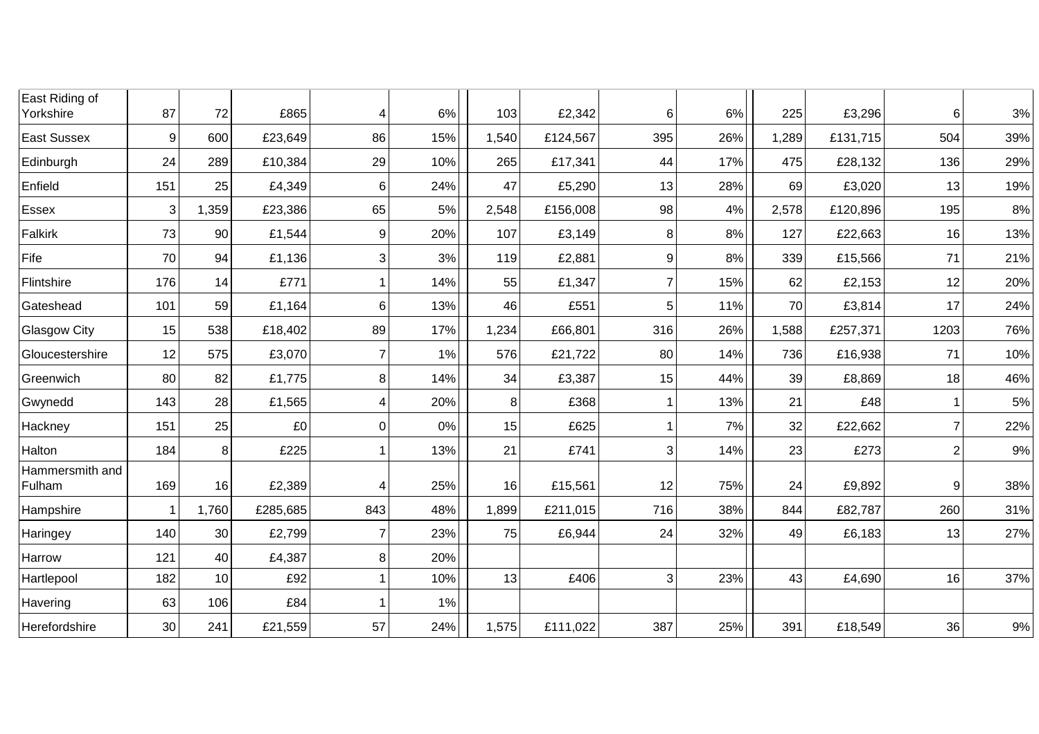| | | | | | | | | | | | | | |
|---|---|---|---|---|---|---|---|---|---|---|---|---|---|
| East Riding of Yorkshire | 87 | 72 | £865 | 4 | 6% | 103 | £2,342 | 6 | 6% | 225 | £3,296 | 6 | 3% |
| East Sussex | 9 | 600 | £23,649 | 86 | 15% | 1,540 | £124,567 | 395 | 26% | 1,289 | £131,715 | 504 | 39% |
| Edinburgh | 24 | 289 | £10,384 | 29 | 10% | 265 | £17,341 | 44 | 17% | 475 | £28,132 | 136 | 29% |
| Enfield | 151 | 25 | £4,349 | 6 | 24% | 47 | £5,290 | 13 | 28% | 69 | £3,020 | 13 | 19% |
| Essex | 3 | 1,359 | £23,386 | 65 | 5% | 2,548 | £156,008 | 98 | 4% | 2,578 | £120,896 | 195 | 8% |
| Falkirk | 73 | 90 | £1,544 | 9 | 20% | 107 | £3,149 | 8 | 8% | 127 | £22,663 | 16 | 13% |
| Fife | 70 | 94 | £1,136 | 3 | 3% | 119 | £2,881 | 9 | 8% | 339 | £15,566 | 71 | 21% |
| Flintshire | 176 | 14 | £771 | 1 | 14% | 55 | £1,347 | 7 | 15% | 62 | £2,153 | 12 | 20% |
| Gateshead | 101 | 59 | £1,164 | 6 | 13% | 46 | £551 | 5 | 11% | 70 | £3,814 | 17 | 24% |
| Glasgow City | 15 | 538 | £18,402 | 89 | 17% | 1,234 | £66,801 | 316 | 26% | 1,588 | £257,371 | 1203 | 76% |
| Gloucestershire | 12 | 575 | £3,070 | 7 | 1% | 576 | £21,722 | 80 | 14% | 736 | £16,938 | 71 | 10% |
| Greenwich | 80 | 82 | £1,775 | 8 | 14% | 34 | £3,387 | 15 | 44% | 39 | £8,869 | 18 | 46% |
| Gwynedd | 143 | 28 | £1,565 | 4 | 20% | 8 | £368 | 1 | 13% | 21 | £48 | 1 | 5% |
| Hackney | 151 | 25 | £0 | 0 | 0% | 15 | £625 | 1 | 7% | 32 | £22,662 | 7 | 22% |
| Halton | 184 | 8 | £225 | 1 | 13% | 21 | £741 | 3 | 14% | 23 | £273 | 2 | 9% |
| Hammersmith and Fulham | 169 | 16 | £2,389 | 4 | 25% | 16 | £15,561 | 12 | 75% | 24 | £9,892 | 9 | 38% |
| Hampshire | 1 | 1,760 | £285,685 | 843 | 48% | 1,899 | £211,015 | 716 | 38% | 844 | £82,787 | 260 | 31% |
| Haringey | 140 | 30 | £2,799 | 7 | 23% | 75 | £6,944 | 24 | 32% | 49 | £6,183 | 13 | 27% |
| Harrow | 121 | 40 | £4,387 | 8 | 20% | | | | | | | | |
| Hartlepool | 182 | 10 | £92 | 1 | 10% | 13 | £406 | 3 | 23% | 43 | £4,690 | 16 | 37% |
| Havering | 63 | 106 | £84 | 1 | 1% | | | | | | | | |
| Herefordshire | 30 | 241 | £21,559 | 57 | 24% | 1,575 | £111,022 | 387 | 25% | 391 | £18,549 | 36 | 9% |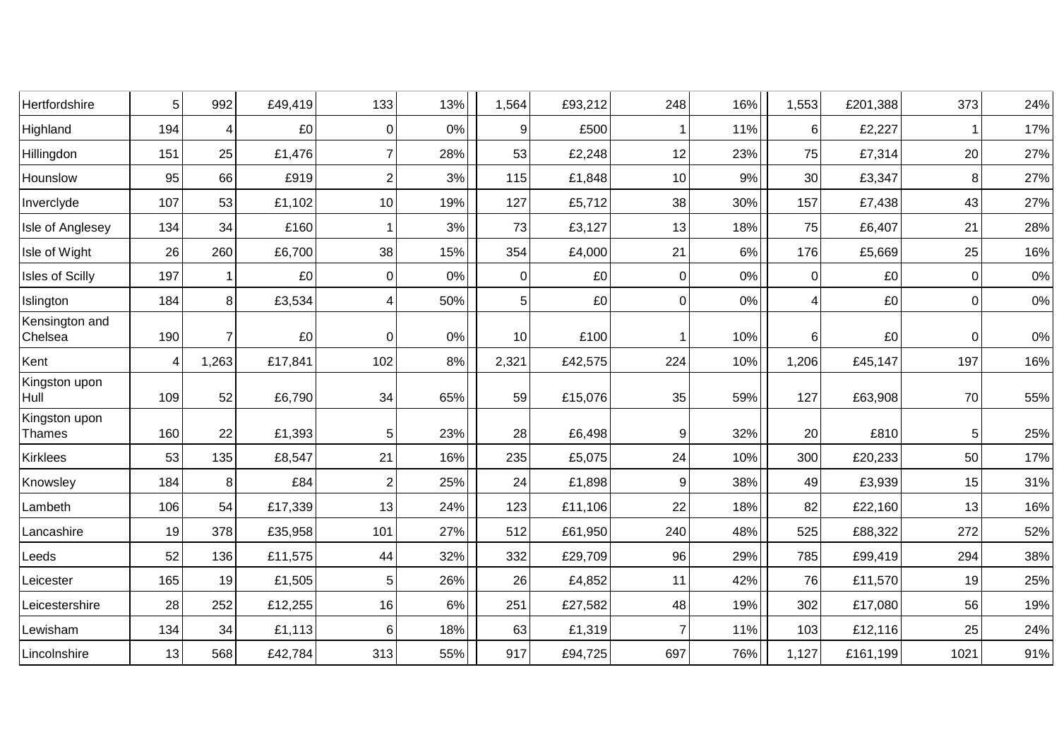| | | | | | | | | | | | | | |
|---|---|---|---|---|---|---|---|---|---|---|---|---|---|
| Hertfordshire | 5 | 992 | £49,419 | 133 | 13% | 1,564 | £93,212 | 248 | 16% | 1,553 | £201,388 | 373 | 24% |
| Highland | 194 | 4 | £0 | 0 | 0% | 9 | £500 | 1 | 11% | 6 | £2,227 | 1 | 17% |
| Hillingdon | 151 | 25 | £1,476 | 7 | 28% | 53 | £2,248 | 12 | 23% | 75 | £7,314 | 20 | 27% |
| Hounslow | 95 | 66 | £919 | 2 | 3% | 115 | £1,848 | 10 | 9% | 30 | £3,347 | 8 | 27% |
| Inverclyde | 107 | 53 | £1,102 | 10 | 19% | 127 | £5,712 | 38 | 30% | 157 | £7,438 | 43 | 27% |
| Isle of Anglesey | 134 | 34 | £160 | 1 | 3% | 73 | £3,127 | 13 | 18% | 75 | £6,407 | 21 | 28% |
| Isle of Wight | 26 | 260 | £6,700 | 38 | 15% | 354 | £4,000 | 21 | 6% | 176 | £5,669 | 25 | 16% |
| Isles of Scilly | 197 | 1 | £0 | 0 | 0% | 0 | £0 | 0 | 0% | 0 | £0 | 0 | 0% |
| Islington | 184 | 8 | £3,534 | 4 | 50% | 5 | £0 | 0 | 0% | 4 | £0 | 0 | 0% |
| Kensington and Chelsea | 190 | 7 | £0 | 0 | 0% | 10 | £100 | 1 | 10% | 6 | £0 | 0 | 0% |
| Kent | 4 | 1,263 | £17,841 | 102 | 8% | 2,321 | £42,575 | 224 | 10% | 1,206 | £45,147 | 197 | 16% |
| Kingston upon Hull | 109 | 52 | £6,790 | 34 | 65% | 59 | £15,076 | 35 | 59% | 127 | £63,908 | 70 | 55% |
| Kingston upon Thames | 160 | 22 | £1,393 | 5 | 23% | 28 | £6,498 | 9 | 32% | 20 | £810 | 5 | 25% |
| Kirklees | 53 | 135 | £8,547 | 21 | 16% | 235 | £5,075 | 24 | 10% | 300 | £20,233 | 50 | 17% |
| Knowsley | 184 | 8 | £84 | 2 | 25% | 24 | £1,898 | 9 | 38% | 49 | £3,939 | 15 | 31% |
| Lambeth | 106 | 54 | £17,339 | 13 | 24% | 123 | £11,106 | 22 | 18% | 82 | £22,160 | 13 | 16% |
| Lancashire | 19 | 378 | £35,958 | 101 | 27% | 512 | £61,950 | 240 | 48% | 525 | £88,322 | 272 | 52% |
| Leeds | 52 | 136 | £11,575 | 44 | 32% | 332 | £29,709 | 96 | 29% | 785 | £99,419 | 294 | 38% |
| Leicester | 165 | 19 | £1,505 | 5 | 26% | 26 | £4,852 | 11 | 42% | 76 | £11,570 | 19 | 25% |
| Leicestershire | 28 | 252 | £12,255 | 16 | 6% | 251 | £27,582 | 48 | 19% | 302 | £17,080 | 56 | 19% |
| Lewisham | 134 | 34 | £1,113 | 6 | 18% | 63 | £1,319 | 7 | 11% | 103 | £12,116 | 25 | 24% |
| Lincolnshire | 13 | 568 | £42,784 | 313 | 55% | 917 | £94,725 | 697 | 76% | 1,127 | £161,199 | 1021 | 91% |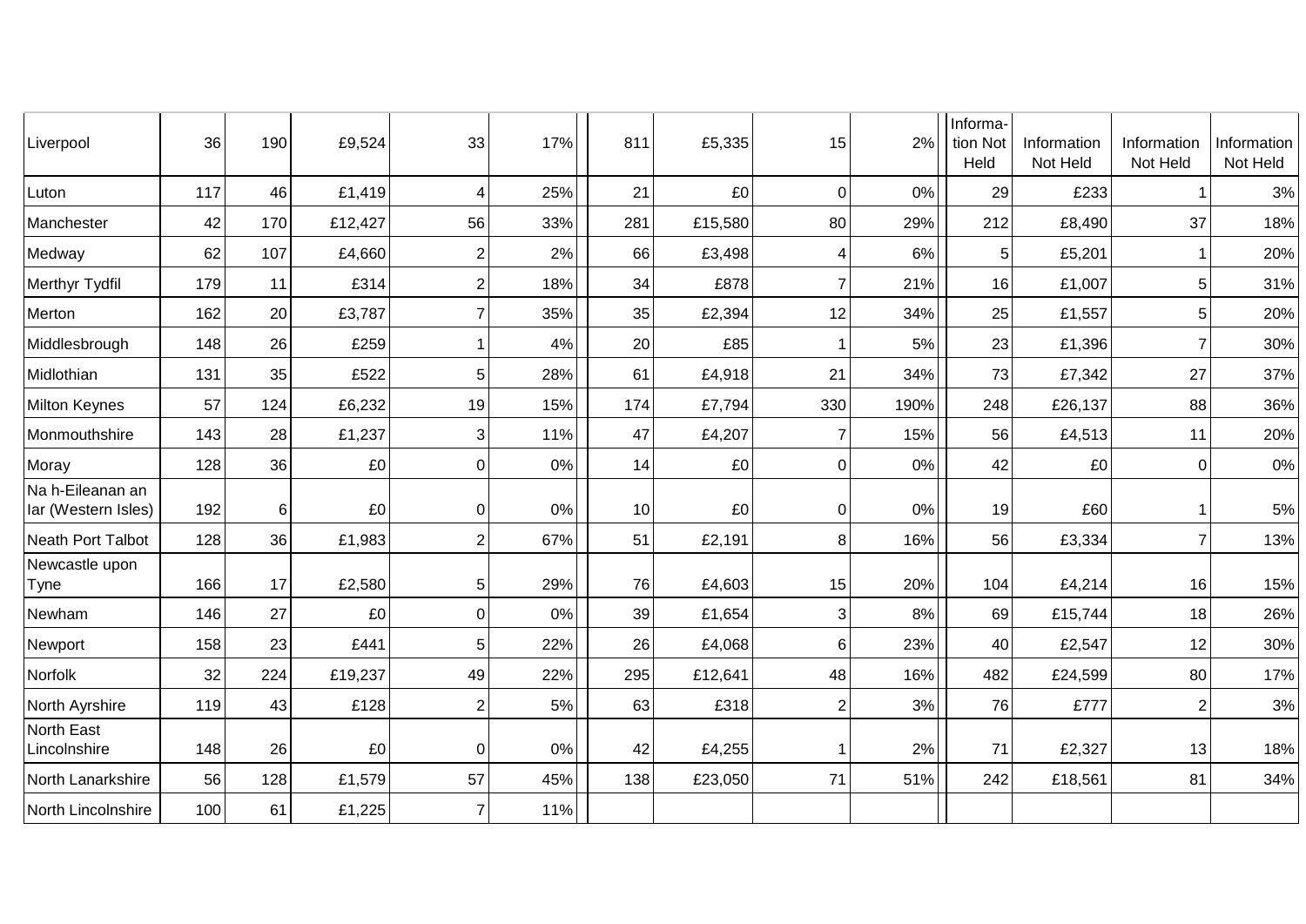| | | | | | | | | | | | | | |
|---|---|---|---|---|---|---|---|---|---|---|---|---|---|
| Liverpool | 36 | 190 | £9,524 | 33 | 17% | 811 | £5,335 | 15 | 2% | Informa-tion Not Held | Information Not Held | Information Not Held | Information Not Held |
| Luton | 117 | 46 | £1,419 | 4 | 25% | 21 | £0 | 0 | 0% | 29 | £233 | 1 | 3% |
| Manchester | 42 | 170 | £12,427 | 56 | 33% | 281 | £15,580 | 80 | 29% | 212 | £8,490 | 37 | 18% |
| Medway | 62 | 107 | £4,660 | 2 | 2% | 66 | £3,498 | 4 | 6% | 5 | £5,201 | 1 | 20% |
| Merthyr Tydfil | 179 | 11 | £314 | 2 | 18% | 34 | £878 | 7 | 21% | 16 | £1,007 | 5 | 31% |
| Merton | 162 | 20 | £3,787 | 7 | 35% | 35 | £2,394 | 12 | 34% | 25 | £1,557 | 5 | 20% |
| Middlesbrough | 148 | 26 | £259 | 1 | 4% | 20 | £85 | 1 | 5% | 23 | £1,396 | 7 | 30% |
| Midlothian | 131 | 35 | £522 | 5 | 28% | 61 | £4,918 | 21 | 34% | 73 | £7,342 | 27 | 37% |
| Milton Keynes | 57 | 124 | £6,232 | 19 | 15% | 174 | £7,794 | 330 | 190% | 248 | £26,137 | 88 | 36% |
| Monmouthshire | 143 | 28 | £1,237 | 3 | 11% | 47 | £4,207 | 7 | 15% | 56 | £4,513 | 11 | 20% |
| Moray | 128 | 36 | £0 | 0 | 0% | 14 | £0 | 0 | 0% | 42 | £0 | 0 | 0% |
| Na h-Eileanan an Iar (Western Isles) | 192 | 6 | £0 | 0 | 0% | 10 | £0 | 0 | 0% | 19 | £60 | 1 | 5% |
| Neath Port Talbot | 128 | 36 | £1,983 | 2 | 67% | 51 | £2,191 | 8 | 16% | 56 | £3,334 | 7 | 13% |
| Newcastle upon Tyne | 166 | 17 | £2,580 | 5 | 29% | 76 | £4,603 | 15 | 20% | 104 | £4,214 | 16 | 15% |
| Newham | 146 | 27 | £0 | 0 | 0% | 39 | £1,654 | 3 | 8% | 69 | £15,744 | 18 | 26% |
| Newport | 158 | 23 | £441 | 5 | 22% | 26 | £4,068 | 6 | 23% | 40 | £2,547 | 12 | 30% |
| Norfolk | 32 | 224 | £19,237 | 49 | 22% | 295 | £12,641 | 48 | 16% | 482 | £24,599 | 80 | 17% |
| North Ayrshire | 119 | 43 | £128 | 2 | 5% | 63 | £318 | 2 | 3% | 76 | £777 | 2 | 3% |
| North East Lincolnshire | 148 | 26 | £0 | 0 | 0% | 42 | £4,255 | 1 | 2% | 71 | £2,327 | 13 | 18% |
| North Lanarkshire | 56 | 128 | £1,579 | 57 | 45% | 138 | £23,050 | 71 | 51% | 242 | £18,561 | 81 | 34% |
| North Lincolnshire | 100 | 61 | £1,225 | 7 | 11% | | | | | | | | |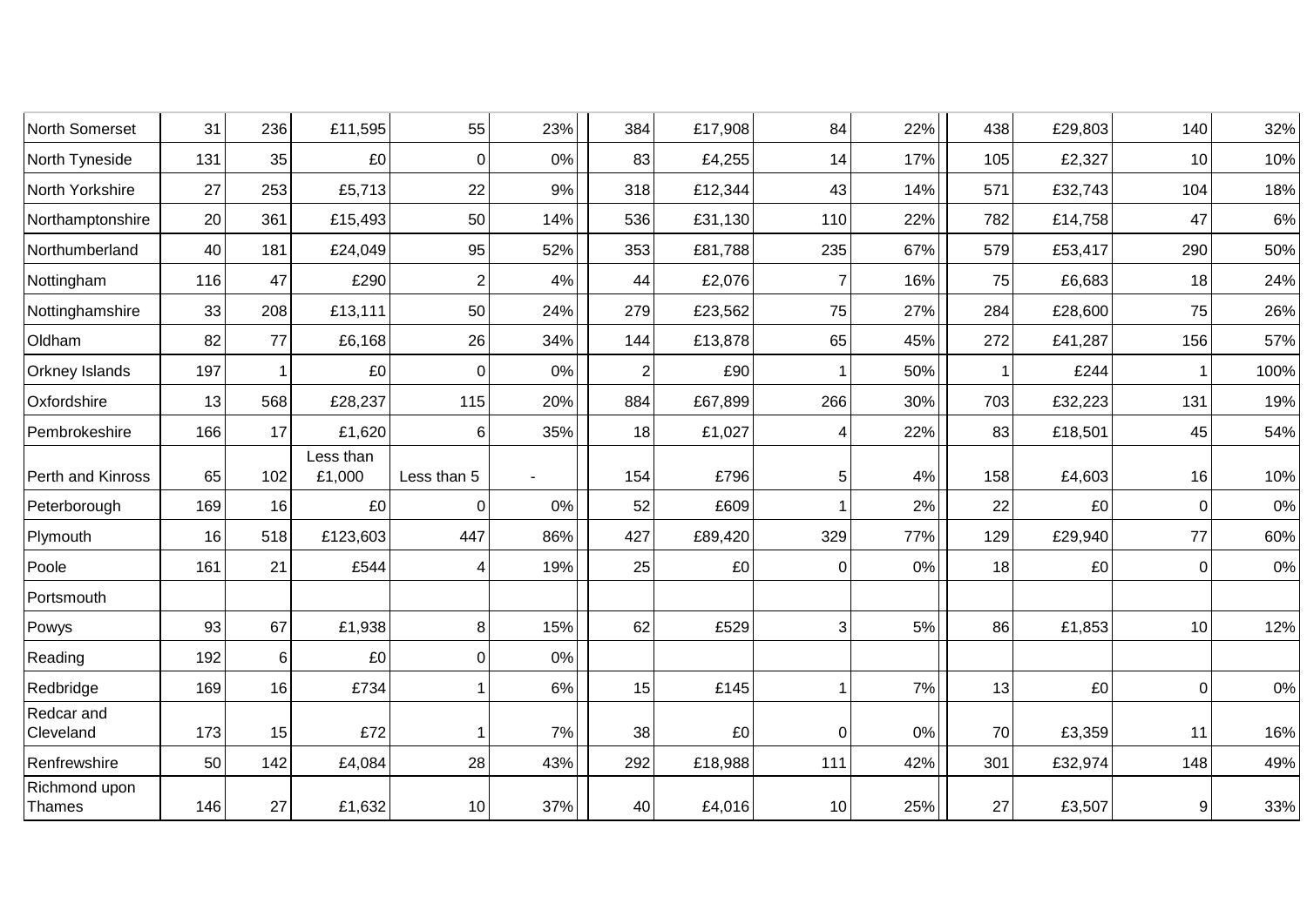| | | | | | | | | | | | | | |
|---|---|---|---|---|---|---|---|---|---|---|---|---|---|
| North Somerset | 31 | 236 | £11,595 | 55 | 23% | 384 | £17,908 | 84 | 22% | 438 | £29,803 | 140 | 32% |
| North Tyneside | 131 | 35 | £0 | 0 | 0% | 83 | £4,255 | 14 | 17% | 105 | £2,327 | 10 | 10% |
| North Yorkshire | 27 | 253 | £5,713 | 22 | 9% | 318 | £12,344 | 43 | 14% | 571 | £32,743 | 104 | 18% |
| Northamptonshire | 20 | 361 | £15,493 | 50 | 14% | 536 | £31,130 | 110 | 22% | 782 | £14,758 | 47 | 6% |
| Northumberland | 40 | 181 | £24,049 | 95 | 52% | 353 | £81,788 | 235 | 67% | 579 | £53,417 | 290 | 50% |
| Nottingham | 116 | 47 | £290 | 2 | 4% | 44 | £2,076 | 7 | 16% | 75 | £6,683 | 18 | 24% |
| Nottinghamshire | 33 | 208 | £13,111 | 50 | 24% | 279 | £23,562 | 75 | 27% | 284 | £28,600 | 75 | 26% |
| Oldham | 82 | 77 | £6,168 | 26 | 34% | 144 | £13,878 | 65 | 45% | 272 | £41,287 | 156 | 57% |
| Orkney Islands | 197 | 1 | £0 | 0 | 0% | 2 | £90 | 1 | 50% | 1 | £244 | 1 | 100% |
| Oxfordshire | 13 | 568 | £28,237 | 115 | 20% | 884 | £67,899 | 266 | 30% | 703 | £32,223 | 131 | 19% |
| Pembrokeshire | 166 | 17 | £1,620 | 6 | 35% | 18 | £1,027 | 4 | 22% | 83 | £18,501 | 45 | 54% |
| Perth and Kinross | 65 | 102 | Less than £1,000 | Less than 5 | - | 154 | £796 | 5 | 4% | 158 | £4,603 | 16 | 10% |
| Peterborough | 169 | 16 | £0 | 0 | 0% | 52 | £609 | 1 | 2% | 22 | £0 | 0 | 0% |
| Plymouth | 16 | 518 | £123,603 | 447 | 86% | 427 | £89,420 | 329 | 77% | 129 | £29,940 | 77 | 60% |
| Poole | 161 | 21 | £544 | 4 | 19% | 25 | £0 | 0 | 0% | 18 | £0 | 0 | 0% |
| Portsmouth | | | | | | | | | | | | | |
| Powys | 93 | 67 | £1,938 | 8 | 15% | 62 | £529 | 3 | 5% | 86 | £1,853 | 10 | 12% |
| Reading | 192 | 6 | £0 | 0 | 0% | | | | | | | | |
| Redbridge | 169 | 16 | £734 | 1 | 6% | 15 | £145 | 1 | 7% | 13 | £0 | 0 | 0% |
| Redcar and Cleveland | 173 | 15 | £72 | 1 | 7% | 38 | £0 | 0 | 0% | 70 | £3,359 | 11 | 16% |
| Renfrewshire | 50 | 142 | £4,084 | 28 | 43% | 292 | £18,988 | 111 | 42% | 301 | £32,974 | 148 | 49% |
| Richmond upon Thames | 146 | 27 | £1,632 | 10 | 37% | 40 | £4,016 | 10 | 25% | 27 | £3,507 | 9 | 33% |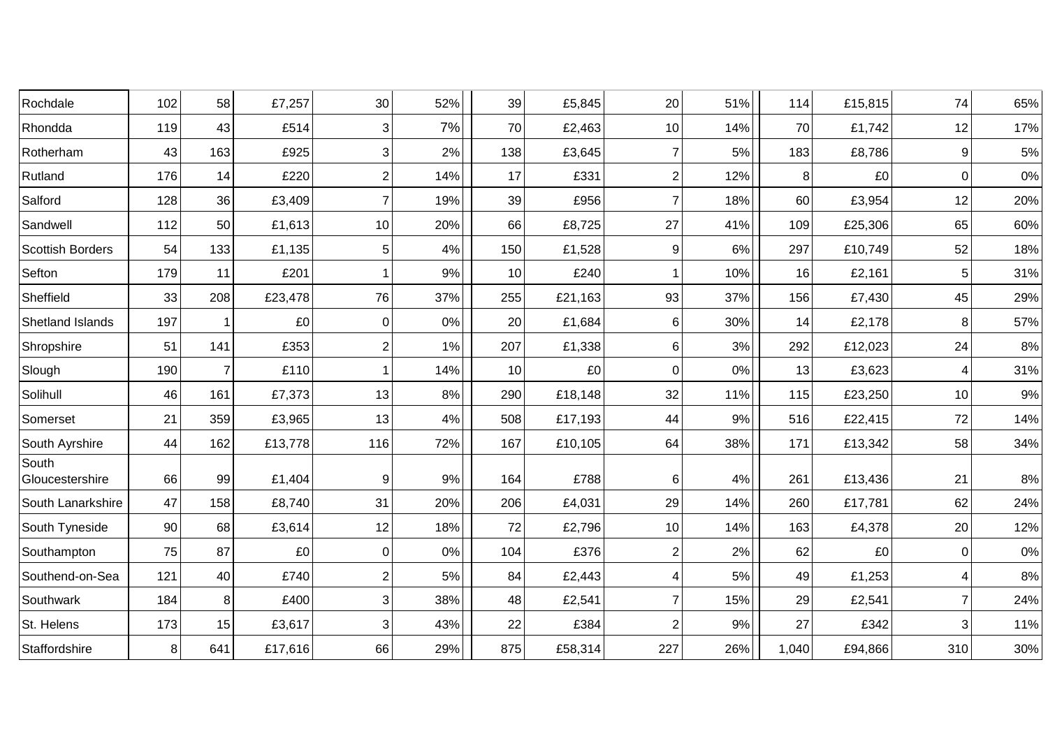| | | | | | | | | | | | | | |
|---|---|---|---|---|---|---|---|---|---|---|---|---|---|
| Rochdale | 102 | 58 | £7,257 | 30 | 52% | 39 | £5,845 | 20 | 51% | 114 | £15,815 | 74 | 65% |
| Rhondda | 119 | 43 | £514 | 3 | 7% | 70 | £2,463 | 10 | 14% | 70 | £1,742 | 12 | 17% |
| Rotherham | 43 | 163 | £925 | 3 | 2% | 138 | £3,645 | 7 | 5% | 183 | £8,786 | 9 | 5% |
| Rutland | 176 | 14 | £220 | 2 | 14% | 17 | £331 | 2 | 12% | 8 | £0 | 0 | 0% |
| Salford | 128 | 36 | £3,409 | 7 | 19% | 39 | £956 | 7 | 18% | 60 | £3,954 | 12 | 20% |
| Sandwell | 112 | 50 | £1,613 | 10 | 20% | 66 | £8,725 | 27 | 41% | 109 | £25,306 | 65 | 60% |
| Scottish Borders | 54 | 133 | £1,135 | 5 | 4% | 150 | £1,528 | 9 | 6% | 297 | £10,749 | 52 | 18% |
| Sefton | 179 | 11 | £201 | 1 | 9% | 10 | £240 | 1 | 10% | 16 | £2,161 | 5 | 31% |
| Sheffield | 33 | 208 | £23,478 | 76 | 37% | 255 | £21,163 | 93 | 37% | 156 | £7,430 | 45 | 29% |
| Shetland Islands | 197 | 1 | £0 | 0 | 0% | 20 | £1,684 | 6 | 30% | 14 | £2,178 | 8 | 57% |
| Shropshire | 51 | 141 | £353 | 2 | 1% | 207 | £1,338 | 6 | 3% | 292 | £12,023 | 24 | 8% |
| Slough | 190 | 7 | £110 | 1 | 14% | 10 | £0 | 0 | 0% | 13 | £3,623 | 4 | 31% |
| Solihull | 46 | 161 | £7,373 | 13 | 8% | 290 | £18,148 | 32 | 11% | 115 | £23,250 | 10 | 9% |
| Somerset | 21 | 359 | £3,965 | 13 | 4% | 508 | £17,193 | 44 | 9% | 516 | £22,415 | 72 | 14% |
| South Ayrshire | 44 | 162 | £13,778 | 116 | 72% | 167 | £10,105 | 64 | 38% | 171 | £13,342 | 58 | 34% |
| South Gloucestershire | 66 | 99 | £1,404 | 9 | 9% | 164 | £788 | 6 | 4% | 261 | £13,436 | 21 | 8% |
| South Lanarkshire | 47 | 158 | £8,740 | 31 | 20% | 206 | £4,031 | 29 | 14% | 260 | £17,781 | 62 | 24% |
| South Tyneside | 90 | 68 | £3,614 | 12 | 18% | 72 | £2,796 | 10 | 14% | 163 | £4,378 | 20 | 12% |
| Southampton | 75 | 87 | £0 | 0 | 0% | 104 | £376 | 2 | 2% | 62 | £0 | 0 | 0% |
| Southend-on-Sea | 121 | 40 | £740 | 2 | 5% | 84 | £2,443 | 4 | 5% | 49 | £1,253 | 4 | 8% |
| Southwark | 184 | 8 | £400 | 3 | 38% | 48 | £2,541 | 7 | 15% | 29 | £2,541 | 7 | 24% |
| St. Helens | 173 | 15 | £3,617 | 3 | 43% | 22 | £384 | 2 | 9% | 27 | £342 | 3 | 11% |
| Staffordshire | 8 | 641 | £17,616 | 66 | 29% | 875 | £58,314 | 227 | 26% | 1,040 | £94,866 | 310 | 30% |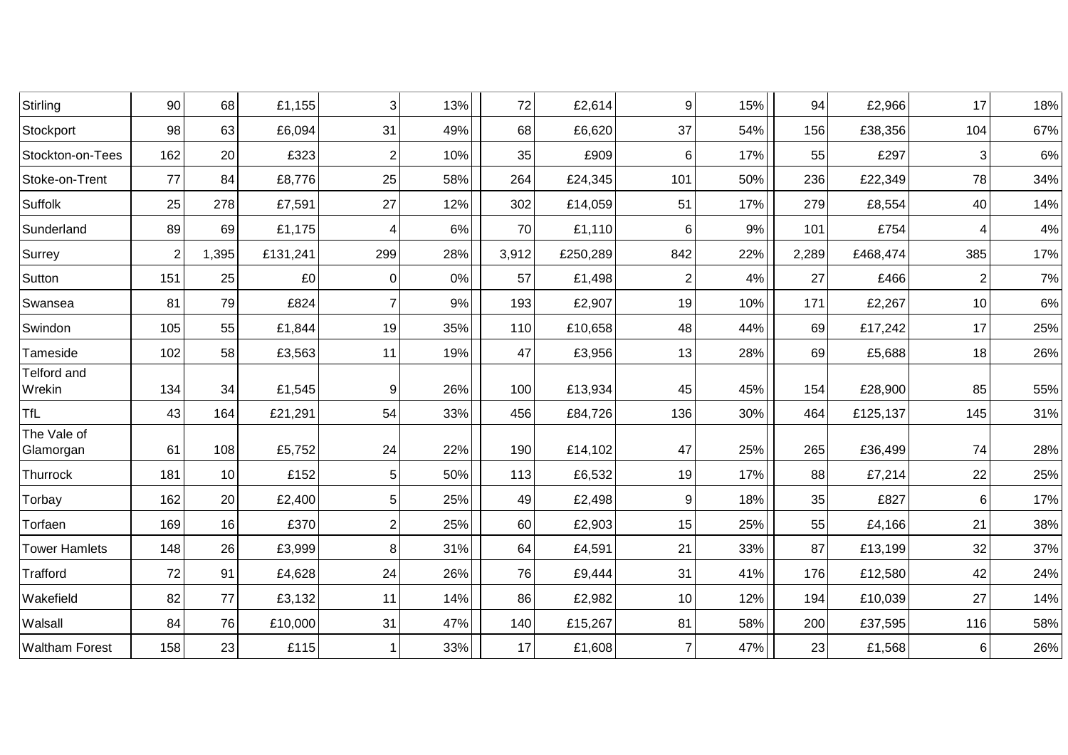| | | | | | | | | | | | | | |
|---|---|---|---|---|---|---|---|---|---|---|---|---|---|
| Stirling | 90 | 68 | £1,155 | 3 | 13% | 72 | £2,614 | 9 | 15% | 94 | £2,966 | 17 | 18% |
| Stockport | 98 | 63 | £6,094 | 31 | 49% | 68 | £6,620 | 37 | 54% | 156 | £38,356 | 104 | 67% |
| Stockton-on-Tees | 162 | 20 | £323 | 2 | 10% | 35 | £909 | 6 | 17% | 55 | £297 | 3 | 6% |
| Stoke-on-Trent | 77 | 84 | £8,776 | 25 | 58% | 264 | £24,345 | 101 | 50% | 236 | £22,349 | 78 | 34% |
| Suffolk | 25 | 278 | £7,591 | 27 | 12% | 302 | £14,059 | 51 | 17% | 279 | £8,554 | 40 | 14% |
| Sunderland | 89 | 69 | £1,175 | 4 | 6% | 70 | £1,110 | 6 | 9% | 101 | £754 | 4 | 4% |
| Surrey | 2 | 1,395 | £131,241 | 299 | 28% | 3,912 | £250,289 | 842 | 22% | 2,289 | £468,474 | 385 | 17% |
| Sutton | 151 | 25 | £0 | 0 | 0% | 57 | £1,498 | 2 | 4% | 27 | £466 | 2 | 7% |
| Swansea | 81 | 79 | £824 | 7 | 9% | 193 | £2,907 | 19 | 10% | 171 | £2,267 | 10 | 6% |
| Swindon | 105 | 55 | £1,844 | 19 | 35% | 110 | £10,658 | 48 | 44% | 69 | £17,242 | 17 | 25% |
| Tameside | 102 | 58 | £3,563 | 11 | 19% | 47 | £3,956 | 13 | 28% | 69 | £5,688 | 18 | 26% |
| Telford and Wrekin | 134 | 34 | £1,545 | 9 | 26% | 100 | £13,934 | 45 | 45% | 154 | £28,900 | 85 | 55% |
| TfL | 43 | 164 | £21,291 | 54 | 33% | 456 | £84,726 | 136 | 30% | 464 | £125,137 | 145 | 31% |
| The Vale of Glamorgan | 61 | 108 | £5,752 | 24 | 22% | 190 | £14,102 | 47 | 25% | 265 | £36,499 | 74 | 28% |
| Thurrock | 181 | 10 | £152 | 5 | 50% | 113 | £6,532 | 19 | 17% | 88 | £7,214 | 22 | 25% |
| Torbay | 162 | 20 | £2,400 | 5 | 25% | 49 | £2,498 | 9 | 18% | 35 | £827 | 6 | 17% |
| Torfaen | 169 | 16 | £370 | 2 | 25% | 60 | £2,903 | 15 | 25% | 55 | £4,166 | 21 | 38% |
| Tower Hamlets | 148 | 26 | £3,999 | 8 | 31% | 64 | £4,591 | 21 | 33% | 87 | £13,199 | 32 | 37% |
| Trafford | 72 | 91 | £4,628 | 24 | 26% | 76 | £9,444 | 31 | 41% | 176 | £12,580 | 42 | 24% |
| Wakefield | 82 | 77 | £3,132 | 11 | 14% | 86 | £2,982 | 10 | 12% | 194 | £10,039 | 27 | 14% |
| Walsall | 84 | 76 | £10,000 | 31 | 47% | 140 | £15,267 | 81 | 58% | 200 | £37,595 | 116 | 58% |
| Waltham Forest | 158 | 23 | £115 | 1 | 33% | 17 | £1,608 | 7 | 47% | 23 | £1,568 | 6 | 26% |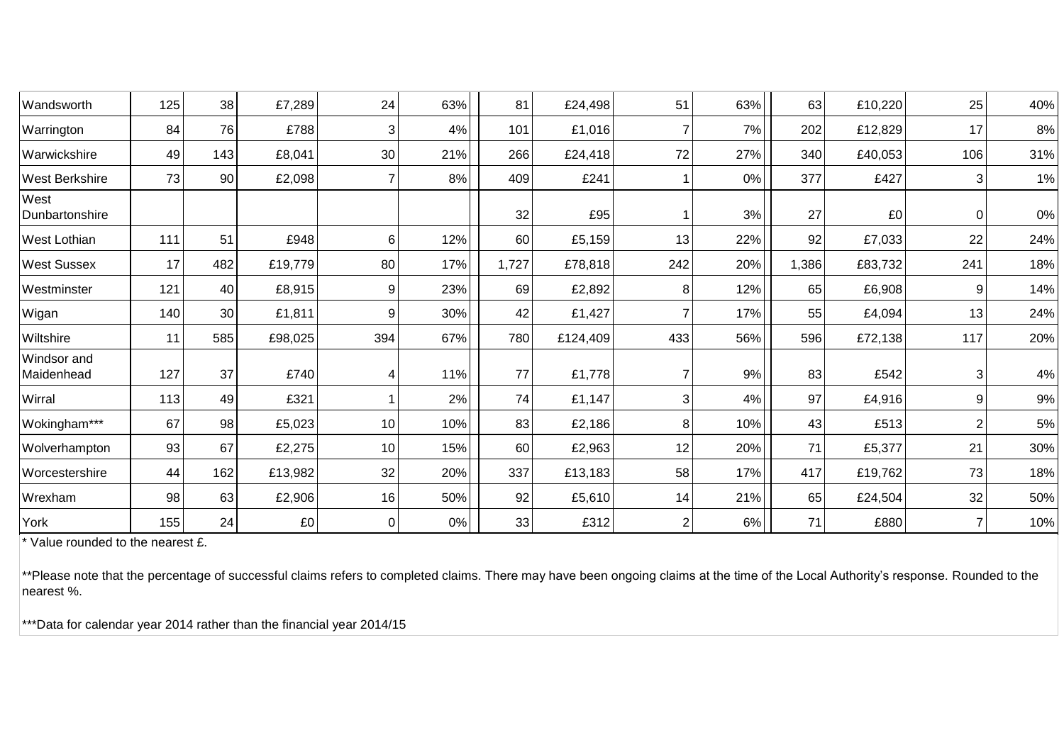| | | | | | | | | | | | | | |
|---|---|---|---|---|---|---|---|---|---|---|---|---|---|
| Wandsworth | 125 | 38 | £7,289 | 24 | 63% | 81 | £24,498 | 51 | 63% | 63 | £10,220 | 25 | 40% |
| Warrington | 84 | 76 | £788 | 3 | 4% | 101 | £1,016 | 7 | 7% | 202 | £12,829 | 17 | 8% |
| Warwickshire | 49 | 143 | £8,041 | 30 | 21% | 266 | £24,418 | 72 | 27% | 340 | £40,053 | 106 | 31% |
| West Berkshire | 73 | 90 | £2,098 | 7 | 8% | 409 | £241 | 1 | 0% | 377 | £427 | 3 | 1% |
| West Dunbartonshire | | | | | | 32 | £95 | 1 | 3% | 27 | £0 | 0 | 0% |
| West Lothian | 111 | 51 | £948 | 6 | 12% | 60 | £5,159 | 13 | 22% | 92 | £7,033 | 22 | 24% |
| West Sussex | 17 | 482 | £19,779 | 80 | 17% | 1,727 | £78,818 | 242 | 20% | 1,386 | £83,732 | 241 | 18% |
| Westminster | 121 | 40 | £8,915 | 9 | 23% | 69 | £2,892 | 8 | 12% | 65 | £6,908 | 9 | 14% |
| Wigan | 140 | 30 | £1,811 | 9 | 30% | 42 | £1,427 | 7 | 17% | 55 | £4,094 | 13 | 24% |
| Wiltshire | 11 | 585 | £98,025 | 394 | 67% | 780 | £124,409 | 433 | 56% | 596 | £72,138 | 117 | 20% |
| Windsor and Maidenhead | 127 | 37 | £740 | 4 | 11% | 77 | £1,778 | 7 | 9% | 83 | £542 | 3 | 4% |
| Wirral | 113 | 49 | £321 | 1 | 2% | 74 | £1,147 | 3 | 4% | 97 | £4,916 | 9 | 9% |
| Wokingham*** | 67 | 98 | £5,023 | 10 | 10% | 83 | £2,186 | 8 | 10% | 43 | £513 | 2 | 5% |
| Wolverhampton | 93 | 67 | £2,275 | 10 | 15% | 60 | £2,963 | 12 | 20% | 71 | £5,377 | 21 | 30% |
| Worcestershire | 44 | 162 | £13,982 | 32 | 20% | 337 | £13,183 | 58 | 17% | 417 | £19,762 | 73 | 18% |
| Wrexham | 98 | 63 | £2,906 | 16 | 50% | 92 | £5,610 | 14 | 21% | 65 | £24,504 | 32 | 50% |
| York | 155 | 24 | £0 | 0 | 0% | 33 | £312 | 2 | 6% | 71 | £880 | 7 | 10% |

* Value rounded to the nearest £.

**Please note that the percentage of successful claims refers to completed claims. There may have been ongoing claims at the time of the Local Authority's response. Rounded to the nearest %.

***Data for calendar year 2014 rather than the financial year 2014/15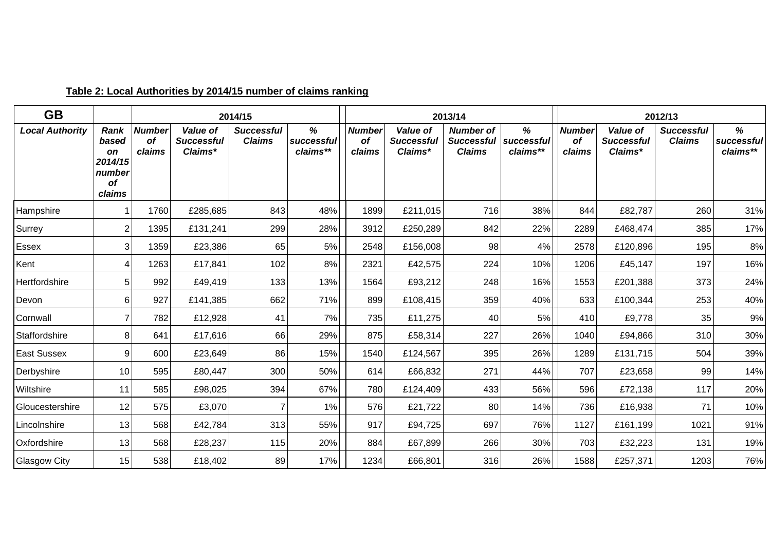**Table 2: Local Authorities by 2014/15 number of claims ranking**

| GB | | 2014/15 | | | | 2013/14 | | | | 2012/13 | | | |
|---|---|---|---|---|---|---|---|---|---|---|---|---|---|
| *Local Authority* | *Rank based on 2014/15 number of claims* | *Number of claims* | *Value of Successful Claims** | *Successful Claims* | *% successful claims*** | *Number of claims* | *Value of Successful Claims** | *Number of Successful Claims* | *% successful claims*** | *Number of claims* | *Value of Successful Claims** | *Successful Claims* | *% successful claims*** |
| Hampshire | 1 | 1760 | £285,685 | 843 | 48% | 1899 | £211,015 | 716 | 38% | 844 | £82,787 | 260 | 31% |
| Surrey | 2 | 1395 | £131,241 | 299 | 28% | 3912 | £250,289 | 842 | 22% | 2289 | £468,474 | 385 | 17% |
| Essex | 3 | 1359 | £23,386 | 65 | 5% | 2548 | £156,008 | 98 | 4% | 2578 | £120,896 | 195 | 8% |
| Kent | 4 | 1263 | £17,841 | 102 | 8% | 2321 | £42,575 | 224 | 10% | 1206 | £45,147 | 197 | 16% |
| Hertfordshire | 5 | 992 | £49,419 | 133 | 13% | 1564 | £93,212 | 248 | 16% | 1553 | £201,388 | 373 | 24% |
| Devon | 6 | 927 | £141,385 | 662 | 71% | 899 | £108,415 | 359 | 40% | 633 | £100,344 | 253 | 40% |
| Cornwall | 7 | 782 | £12,928 | 41 | 7% | 735 | £11,275 | 40 | 5% | 410 | £9,778 | 35 | 9% |
| Staffordshire | 8 | 641 | £17,616 | 66 | 29% | 875 | £58,314 | 227 | 26% | 1040 | £94,866 | 310 | 30% |
| East Sussex | 9 | 600 | £23,649 | 86 | 15% | 1540 | £124,567 | 395 | 26% | 1289 | £131,715 | 504 | 39% |
| Derbyshire | 10 | 595 | £80,447 | 300 | 50% | 614 | £66,832 | 271 | 44% | 707 | £23,658 | 99 | 14% |
| Wiltshire | 11 | 585 | £98,025 | 394 | 67% | 780 | £124,409 | 433 | 56% | 596 | £72,138 | 117 | 20% |
| Gloucestershire | 12 | 575 | £3,070 | 7 | 1% | 576 | £21,722 | 80 | 14% | 736 | £16,938 | 71 | 10% |
| Lincolnshire | 13 | 568 | £42,784 | 313 | 55% | 917 | £94,725 | 697 | 76% | 1127 | £161,199 | 1021 | 91% |
| Oxfordshire | 13 | 568 | £28,237 | 115 | 20% | 884 | £67,899 | 266 | 30% | 703 | £32,223 | 131 | 19% |
| Glasgow City | 15 | 538 | £18,402 | 89 | 17% | 1234 | £66,801 | 316 | 26% | 1588 | £257,371 | 1203 | 76% |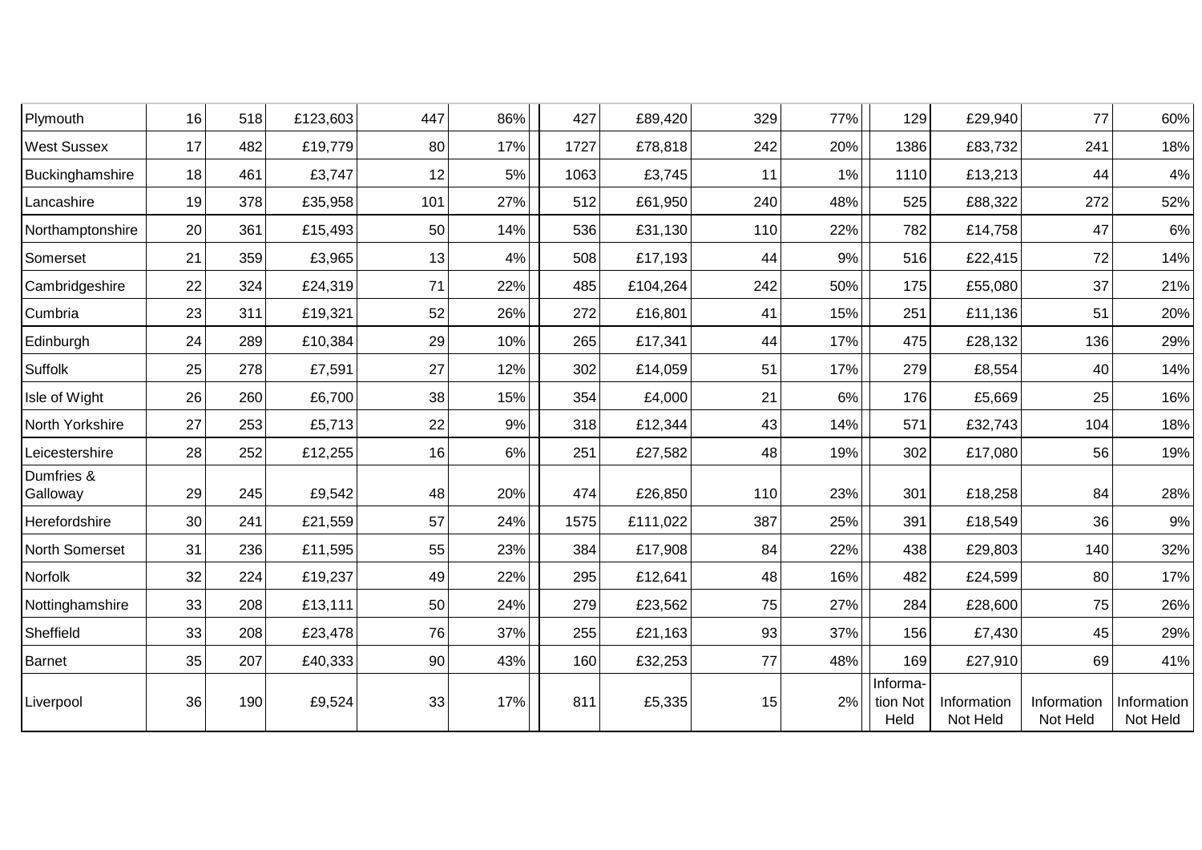| | | | | | | | | | | | | | |
|---|---|---|---|---|---|---|---|---|---|---|---|---|---|
| Plymouth | 16 | 518 | £123,603 | 447 | 86% | 427 | £89,420 | 329 | 77% | 129 | £29,940 | 77 | 60% |
| West Sussex | 17 | 482 | £19,779 | 80 | 17% | 1727 | £78,818 | 242 | 20% | 1386 | £83,732 | 241 | 18% |
| Buckinghamshire | 18 | 461 | £3,747 | 12 | 5% | 1063 | £3,745 | 11 | 1% | 1110 | £13,213 | 44 | 4% |
| Lancashire | 19 | 378 | £35,958 | 101 | 27% | 512 | £61,950 | 240 | 48% | 525 | £88,322 | 272 | 52% |
| Northamptonshire | 20 | 361 | £15,493 | 50 | 14% | 536 | £31,130 | 110 | 22% | 782 | £14,758 | 47 | 6% |
| Somerset | 21 | 359 | £3,965 | 13 | 4% | 508 | £17,193 | 44 | 9% | 516 | £22,415 | 72 | 14% |
| Cambridgeshire | 22 | 324 | £24,319 | 71 | 22% | 485 | £104,264 | 242 | 50% | 175 | £55,080 | 37 | 21% |
| Cumbria | 23 | 311 | £19,321 | 52 | 26% | 272 | £16,801 | 41 | 15% | 251 | £11,136 | 51 | 20% |
| Edinburgh | 24 | 289 | £10,384 | 29 | 10% | 265 | £17,341 | 44 | 17% | 475 | £28,132 | 136 | 29% |
| Suffolk | 25 | 278 | £7,591 | 27 | 12% | 302 | £14,059 | 51 | 17% | 279 | £8,554 | 40 | 14% |
| Isle of Wight | 26 | 260 | £6,700 | 38 | 15% | 354 | £4,000 | 21 | 6% | 176 | £5,669 | 25 | 16% |
| North Yorkshire | 27 | 253 | £5,713 | 22 | 9% | 318 | £12,344 | 43 | 14% | 571 | £32,743 | 104 | 18% |
| Leicestershire | 28 | 252 | £12,255 | 16 | 6% | 251 | £27,582 | 48 | 19% | 302 | £17,080 | 56 | 19% |
| Dumfries & Galloway | 29 | 245 | £9,542 | 48 | 20% | 474 | £26,850 | 110 | 23% | 301 | £18,258 | 84 | 28% |
| Herefordshire | 30 | 241 | £21,559 | 57 | 24% | 1575 | £111,022 | 387 | 25% | 391 | £18,549 | 36 | 9% |
| North Somerset | 31 | 236 | £11,595 | 55 | 23% | 384 | £17,908 | 84 | 22% | 438 | £29,803 | 140 | 32% |
| Norfolk | 32 | 224 | £19,237 | 49 | 22% | 295 | £12,641 | 48 | 16% | 482 | £24,599 | 80 | 17% |
| Nottinghamshire | 33 | 208 | £13,111 | 50 | 24% | 279 | £23,562 | 75 | 27% | 284 | £28,600 | 75 | 26% |
| Sheffield | 33 | 208 | £23,478 | 76 | 37% | 255 | £21,163 | 93 | 37% | 156 | £7,430 | 45 | 29% |
| Barnet | 35 | 207 | £40,333 | 90 | 43% | 160 | £32,253 | 77 | 48% | 169 | £27,910 | 69 | 41% |
| Liverpool | 36 | 190 | £9,524 | 33 | 17% | 811 | £5,335 | 15 | 2% | Information Not Held | Information Not Held | Information Not Held | Information Not Held |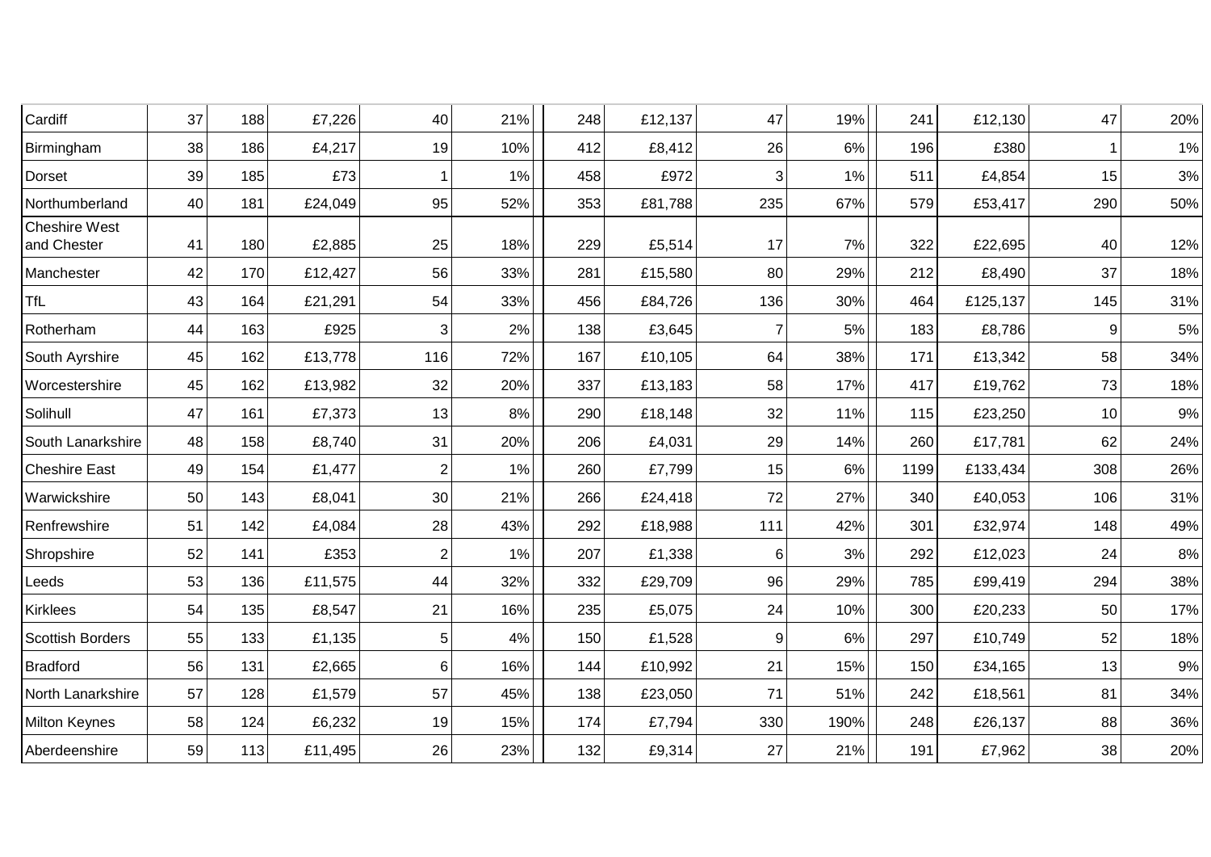| | | | | | | | | | | | | | |
|---|---|---|---|---|---|---|---|---|---|---|---|---|---|
| Cardiff | 37 | 188 | £7,226 | 40 | 21% | 248 | £12,137 | 47 | 19% | 241 | £12,130 | 47 | 20% |
| Birmingham | 38 | 186 | £4,217 | 19 | 10% | 412 | £8,412 | 26 | 6% | 196 | £380 | 1 | 1% |
| Dorset | 39 | 185 | £73 | 1 | 1% | 458 | £972 | 3 | 1% | 511 | £4,854 | 15 | 3% |
| Northumberland | 40 | 181 | £24,049 | 95 | 52% | 353 | £81,788 | 235 | 67% | 579 | £53,417 | 290 | 50% |
| Cheshire West and Chester | 41 | 180 | £2,885 | 25 | 18% | 229 | £5,514 | 17 | 7% | 322 | £22,695 | 40 | 12% |
| Manchester | 42 | 170 | £12,427 | 56 | 33% | 281 | £15,580 | 80 | 29% | 212 | £8,490 | 37 | 18% |
| TfL | 43 | 164 | £21,291 | 54 | 33% | 456 | £84,726 | 136 | 30% | 464 | £125,137 | 145 | 31% |
| Rotherham | 44 | 163 | £925 | 3 | 2% | 138 | £3,645 | 7 | 5% | 183 | £8,786 | 9 | 5% |
| South Ayrshire | 45 | 162 | £13,778 | 116 | 72% | 167 | £10,105 | 64 | 38% | 171 | £13,342 | 58 | 34% |
| Worcestershire | 45 | 162 | £13,982 | 32 | 20% | 337 | £13,183 | 58 | 17% | 417 | £19,762 | 73 | 18% |
| Solihull | 47 | 161 | £7,373 | 13 | 8% | 290 | £18,148 | 32 | 11% | 115 | £23,250 | 10 | 9% |
| South Lanarkshire | 48 | 158 | £8,740 | 31 | 20% | 206 | £4,031 | 29 | 14% | 260 | £17,781 | 62 | 24% |
| Cheshire East | 49 | 154 | £1,477 | 2 | 1% | 260 | £7,799 | 15 | 6% | 1199 | £133,434 | 308 | 26% |
| Warwickshire | 50 | 143 | £8,041 | 30 | 21% | 266 | £24,418 | 72 | 27% | 340 | £40,053 | 106 | 31% |
| Renfrewshire | 51 | 142 | £4,084 | 28 | 43% | 292 | £18,988 | 111 | 42% | 301 | £32,974 | 148 | 49% |
| Shropshire | 52 | 141 | £353 | 2 | 1% | 207 | £1,338 | 6 | 3% | 292 | £12,023 | 24 | 8% |
| Leeds | 53 | 136 | £11,575 | 44 | 32% | 332 | £29,709 | 96 | 29% | 785 | £99,419 | 294 | 38% |
| Kirklees | 54 | 135 | £8,547 | 21 | 16% | 235 | £5,075 | 24 | 10% | 300 | £20,233 | 50 | 17% |
| Scottish Borders | 55 | 133 | £1,135 | 5 | 4% | 150 | £1,528 | 9 | 6% | 297 | £10,749 | 52 | 18% |
| Bradford | 56 | 131 | £2,665 | 6 | 16% | 144 | £10,992 | 21 | 15% | 150 | £34,165 | 13 | 9% |
| North Lanarkshire | 57 | 128 | £1,579 | 57 | 45% | 138 | £23,050 | 71 | 51% | 242 | £18,561 | 81 | 34% |
| Milton Keynes | 58 | 124 | £6,232 | 19 | 15% | 174 | £7,794 | 330 | 190% | 248 | £26,137 | 88 | 36% |
| Aberdeenshire | 59 | 113 | £11,495 | 26 | 23% | 132 | £9,314 | 27 | 21% | 191 | £7,962 | 38 | 20% |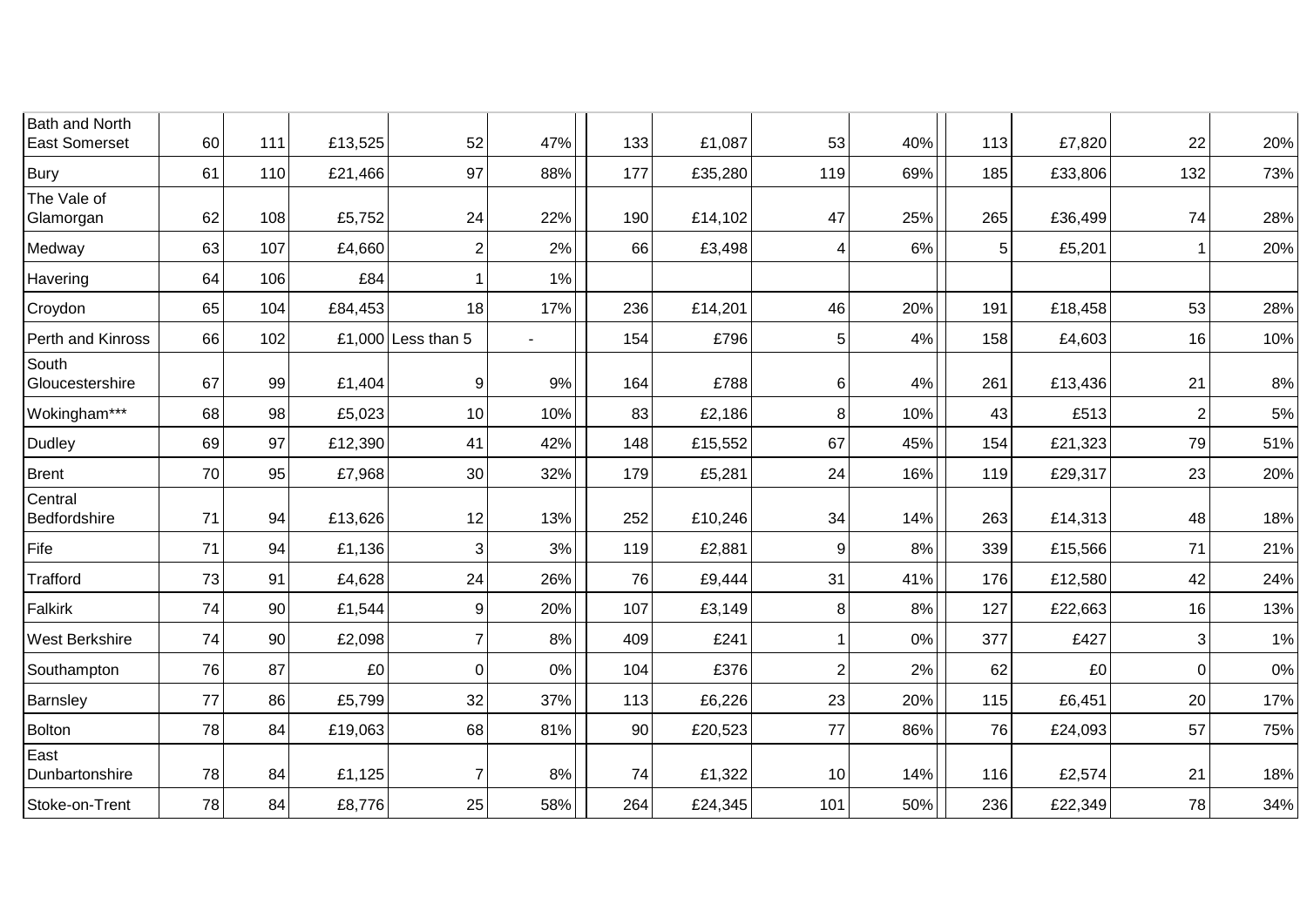| | | | | | | | | | | | | | |
|---|---|---|---|---|---|---|---|---|---|---|---|---|---|
| Bath and North East Somerset | 60 | 111 | £13,525 | 52 | 47% | 133 | £1,087 | 53 | 40% | 113 | £7,820 | 22 | 20% |
| Bury | 61 | 110 | £21,466 | 97 | 88% | 177 | £35,280 | 119 | 69% | 185 | £33,806 | 132 | 73% |
| The Vale of Glamorgan | 62 | 108 | £5,752 | 24 | 22% | 190 | £14,102 | 47 | 25% | 265 | £36,499 | 74 | 28% |
| Medway | 63 | 107 | £4,660 | 2 | 2% | 66 | £3,498 | 4 | 6% | 5 | £5,201 | 1 | 20% |
| Havering | 64 | 106 | £84 | 1 | 1% | | | | | | | | |
| Croydon | 65 | 104 | £84,453 | 18 | 17% | 236 | £14,201 | 46 | 20% | 191 | £18,458 | 53 | 28% |
| Perth and Kinross | 66 | 102 | £1,000 | Less than 5 | - | 154 | £796 | 5 | 4% | 158 | £4,603 | 16 | 10% |
| South Gloucestershire | 67 | 99 | £1,404 | 9 | 9% | 164 | £788 | 6 | 4% | 261 | £13,436 | 21 | 8% |
| Wokingham*** | 68 | 98 | £5,023 | 10 | 10% | 83 | £2,186 | 8 | 10% | 43 | £513 | 2 | 5% |
| Dudley | 69 | 97 | £12,390 | 41 | 42% | 148 | £15,552 | 67 | 45% | 154 | £21,323 | 79 | 51% |
| Brent | 70 | 95 | £7,968 | 30 | 32% | 179 | £5,281 | 24 | 16% | 119 | £29,317 | 23 | 20% |
| Central Bedfordshire | 71 | 94 | £13,626 | 12 | 13% | 252 | £10,246 | 34 | 14% | 263 | £14,313 | 48 | 18% |
| Fife | 71 | 94 | £1,136 | 3 | 3% | 119 | £2,881 | 9 | 8% | 339 | £15,566 | 71 | 21% |
| Trafford | 73 | 91 | £4,628 | 24 | 26% | 76 | £9,444 | 31 | 41% | 176 | £12,580 | 42 | 24% |
| Falkirk | 74 | 90 | £1,544 | 9 | 20% | 107 | £3,149 | 8 | 8% | 127 | £22,663 | 16 | 13% |
| West Berkshire | 74 | 90 | £2,098 | 7 | 8% | 409 | £241 | 1 | 0% | 377 | £427 | 3 | 1% |
| Southampton | 76 | 87 | £0 | 0 | 0% | 104 | £376 | 2 | 2% | 62 | £0 | 0 | 0% |
| Barnsley | 77 | 86 | £5,799 | 32 | 37% | 113 | £6,226 | 23 | 20% | 115 | £6,451 | 20 | 17% |
| Bolton | 78 | 84 | £19,063 | 68 | 81% | 90 | £20,523 | 77 | 86% | 76 | £24,093 | 57 | 75% |
| East Dunbartonshire | 78 | 84 | £1,125 | 7 | 8% | 74 | £1,322 | 10 | 14% | 116 | £2,574 | 21 | 18% |
| Stoke-on-Trent | 78 | 84 | £8,776 | 25 | 58% | 264 | £24,345 | 101 | 50% | 236 | £22,349 | 78 | 34% |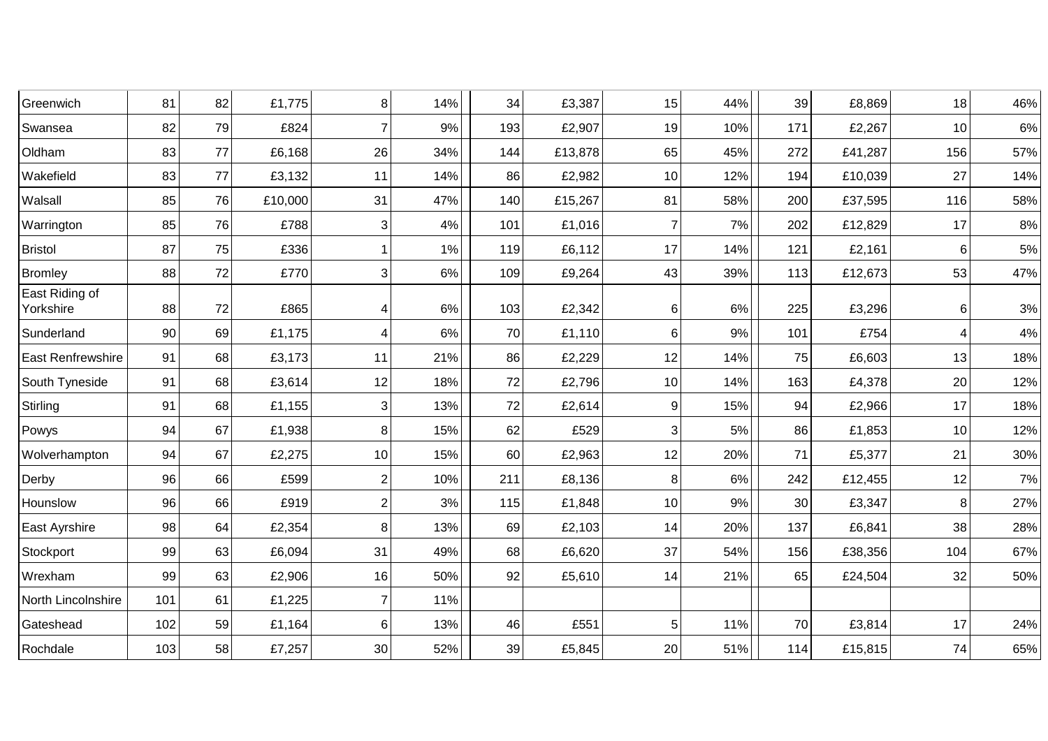| | | | | | | | | | | | | | |
|---|---|---|---|---|---|---|---|---|---|---|---|---|---|
| Greenwich | 81 | 82 | £1,775 | 8 | 14% | 34 | £3,387 | 15 | 44% | 39 | £8,869 | 18 | 46% |
| Swansea | 82 | 79 | £824 | 7 | 9% | 193 | £2,907 | 19 | 10% | 171 | £2,267 | 10 | 6% |
| Oldham | 83 | 77 | £6,168 | 26 | 34% | 144 | £13,878 | 65 | 45% | 272 | £41,287 | 156 | 57% |
| Wakefield | 83 | 77 | £3,132 | 11 | 14% | 86 | £2,982 | 10 | 12% | 194 | £10,039 | 27 | 14% |
| Walsall | 85 | 76 | £10,000 | 31 | 47% | 140 | £15,267 | 81 | 58% | 200 | £37,595 | 116 | 58% |
| Warrington | 85 | 76 | £788 | 3 | 4% | 101 | £1,016 | 7 | 7% | 202 | £12,829 | 17 | 8% |
| Bristol | 87 | 75 | £336 | 1 | 1% | 119 | £6,112 | 17 | 14% | 121 | £2,161 | 6 | 5% |
| Bromley | 88 | 72 | £770 | 3 | 6% | 109 | £9,264 | 43 | 39% | 113 | £12,673 | 53 | 47% |
| East Riding of Yorkshire | 88 | 72 | £865 | 4 | 6% | 103 | £2,342 | 6 | 6% | 225 | £3,296 | 6 | 3% |
| Sunderland | 90 | 69 | £1,175 | 4 | 6% | 70 | £1,110 | 6 | 9% | 101 | £754 | 4 | 4% |
| East Renfrewshire | 91 | 68 | £3,173 | 11 | 21% | 86 | £2,229 | 12 | 14% | 75 | £6,603 | 13 | 18% |
| South Tyneside | 91 | 68 | £3,614 | 12 | 18% | 72 | £2,796 | 10 | 14% | 163 | £4,378 | 20 | 12% |
| Stirling | 91 | 68 | £1,155 | 3 | 13% | 72 | £2,614 | 9 | 15% | 94 | £2,966 | 17 | 18% |
| Powys | 94 | 67 | £1,938 | 8 | 15% | 62 | £529 | 3 | 5% | 86 | £1,853 | 10 | 12% |
| Wolverhampton | 94 | 67 | £2,275 | 10 | 15% | 60 | £2,963 | 12 | 20% | 71 | £5,377 | 21 | 30% |
| Derby | 96 | 66 | £599 | 2 | 10% | 211 | £8,136 | 8 | 6% | 242 | £12,455 | 12 | 7% |
| Hounslow | 96 | 66 | £919 | 2 | 3% | 115 | £1,848 | 10 | 9% | 30 | £3,347 | 8 | 27% |
| East Ayrshire | 98 | 64 | £2,354 | 8 | 13% | 69 | £2,103 | 14 | 20% | 137 | £6,841 | 38 | 28% |
| Stockport | 99 | 63 | £6,094 | 31 | 49% | 68 | £6,620 | 37 | 54% | 156 | £38,356 | 104 | 67% |
| Wrexham | 99 | 63 | £2,906 | 16 | 50% | 92 | £5,610 | 14 | 21% | 65 | £24,504 | 32 | 50% |
| North Lincolnshire | 101 | 61 | £1,225 | 7 | 11% | | | | | | | | |
| Gateshead | 102 | 59 | £1,164 | 6 | 13% | 46 | £551 | 5 | 11% | 70 | £3,814 | 17 | 24% |
| Rochdale | 103 | 58 | £7,257 | 30 | 52% | 39 | £5,845 | 20 | 51% | 114 | £15,815 | 74 | 65% |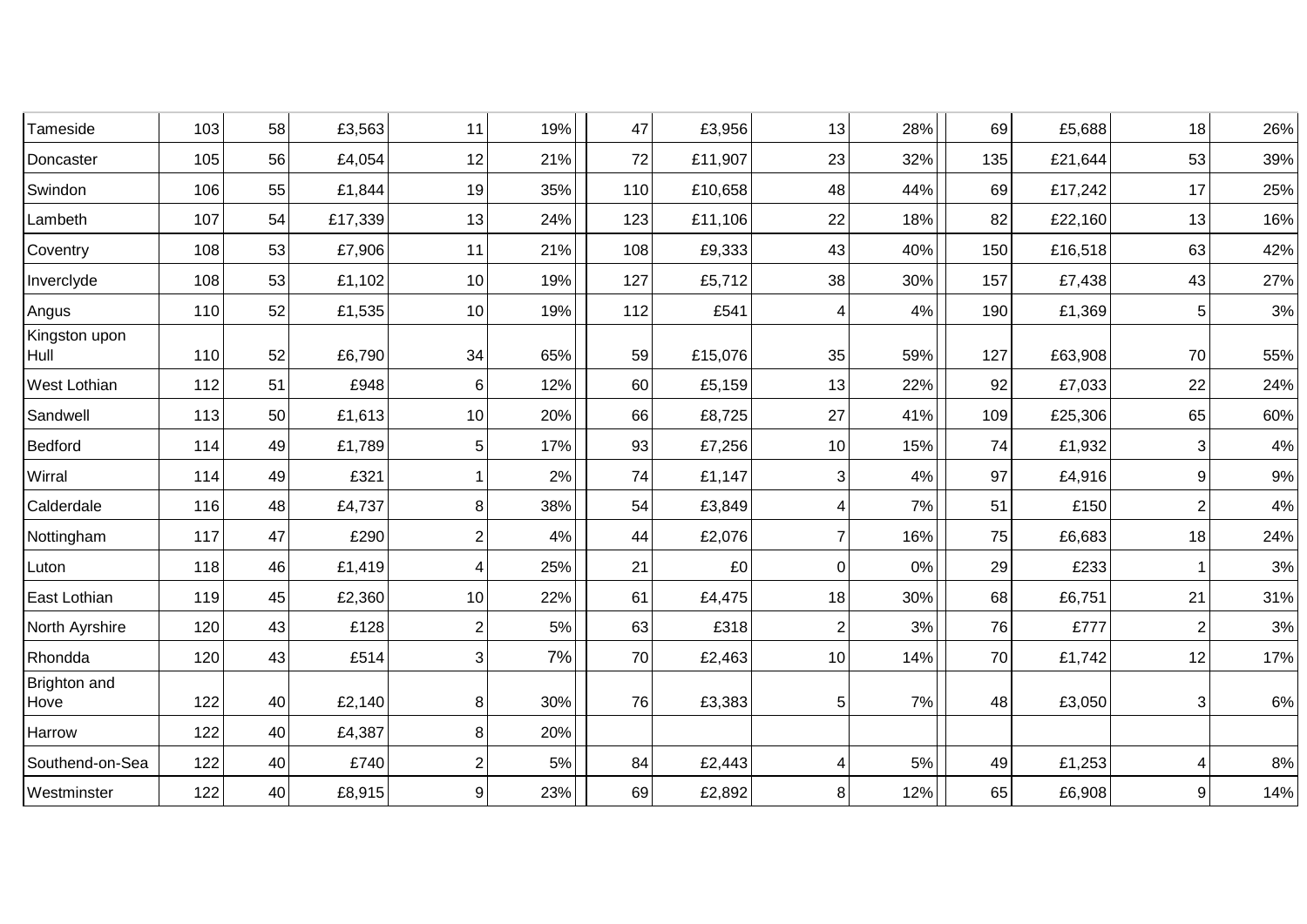| | | | | | | | | | | | | | |
|---|---|---|---|---|---|---|---|---|---|---|---|---|---|
| Tameside | 103 | 58 | £3,563 | 11 | 19% | 47 | £3,956 | 13 | 28% | 69 | £5,688 | 18 | 26% |
| Doncaster | 105 | 56 | £4,054 | 12 | 21% | 72 | £11,907 | 23 | 32% | 135 | £21,644 | 53 | 39% |
| Swindon | 106 | 55 | £1,844 | 19 | 35% | 110 | £10,658 | 48 | 44% | 69 | £17,242 | 17 | 25% |
| Lambeth | 107 | 54 | £17,339 | 13 | 24% | 123 | £11,106 | 22 | 18% | 82 | £22,160 | 13 | 16% |
| Coventry | 108 | 53 | £7,906 | 11 | 21% | 108 | £9,333 | 43 | 40% | 150 | £16,518 | 63 | 42% |
| Inverclyde | 108 | 53 | £1,102 | 10 | 19% | 127 | £5,712 | 38 | 30% | 157 | £7,438 | 43 | 27% |
| Angus | 110 | 52 | £1,535 | 10 | 19% | 112 | £541 | 4 | 4% | 190 | £1,369 | 5 | 3% |
| Kingston upon Hull | 110 | 52 | £6,790 | 34 | 65% | 59 | £15,076 | 35 | 59% | 127 | £63,908 | 70 | 55% |
| West Lothian | 112 | 51 | £948 | 6 | 12% | 60 | £5,159 | 13 | 22% | 92 | £7,033 | 22 | 24% |
| Sandwell | 113 | 50 | £1,613 | 10 | 20% | 66 | £8,725 | 27 | 41% | 109 | £25,306 | 65 | 60% |
| Bedford | 114 | 49 | £1,789 | 5 | 17% | 93 | £7,256 | 10 | 15% | 74 | £1,932 | 3 | 4% |
| Wirral | 114 | 49 | £321 | 1 | 2% | 74 | £1,147 | 3 | 4% | 97 | £4,916 | 9 | 9% |
| Calderdale | 116 | 48 | £4,737 | 8 | 38% | 54 | £3,849 | 4 | 7% | 51 | £150 | 2 | 4% |
| Nottingham | 117 | 47 | £290 | 2 | 4% | 44 | £2,076 | 7 | 16% | 75 | £6,683 | 18 | 24% |
| Luton | 118 | 46 | £1,419 | 4 | 25% | 21 | £0 | 0 | 0% | 29 | £233 | 1 | 3% |
| East Lothian | 119 | 45 | £2,360 | 10 | 22% | 61 | £4,475 | 18 | 30% | 68 | £6,751 | 21 | 31% |
| North Ayrshire | 120 | 43 | £128 | 2 | 5% | 63 | £318 | 2 | 3% | 76 | £777 | 2 | 3% |
| Rhondda | 120 | 43 | £514 | 3 | 7% | 70 | £2,463 | 10 | 14% | 70 | £1,742 | 12 | 17% |
| Brighton and Hove | 122 | 40 | £2,140 | 8 | 30% | 76 | £3,383 | 5 | 7% | 48 | £3,050 | 3 | 6% |
| Harrow | 122 | 40 | £4,387 | 8 | 20% | | | | | | | | |
| Southend-on-Sea | 122 | 40 | £740 | 2 | 5% | 84 | £2,443 | 4 | 5% | 49 | £1,253 | 4 | 8% |
| Westminster | 122 | 40 | £8,915 | 9 | 23% | 69 | £2,892 | 8 | 12% | 65 | £6,908 | 9 | 14% |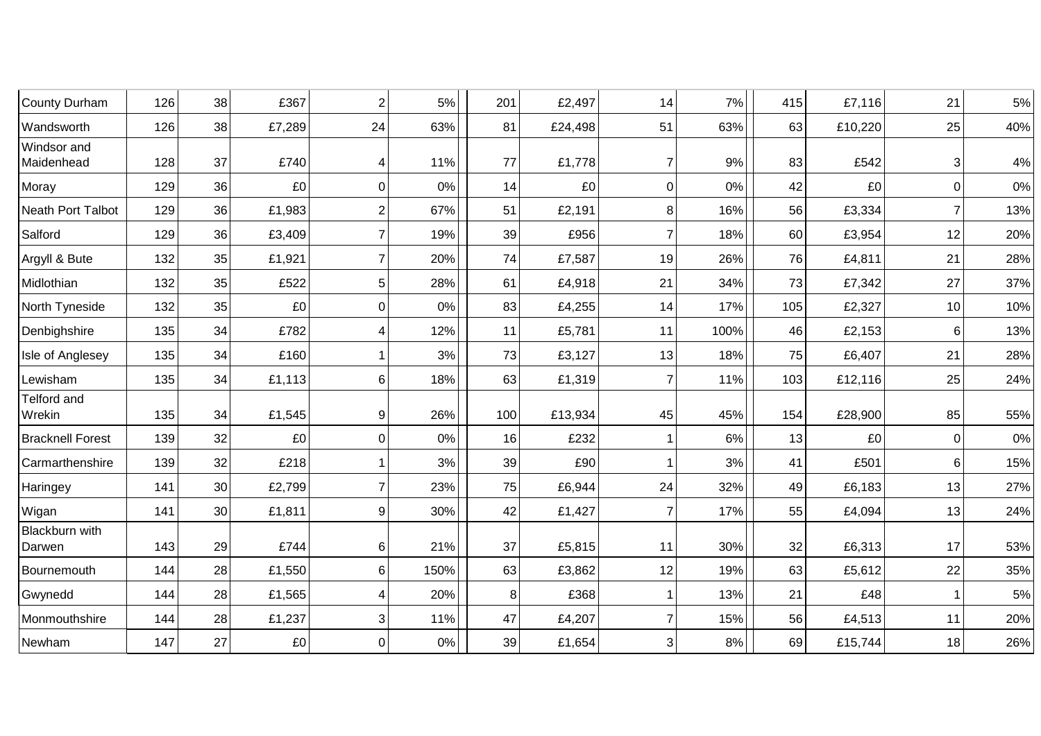| | | | | | | | | | | | | | |
|---|---|---|---|---|---|---|---|---|---|---|---|---|---|
| County Durham | 126 | 38 | £367 | 2 | 5% | 201 | £2,497 | 14 | 7% | 415 | £7,116 | 21 | 5% |
| Wandsworth | 126 | 38 | £7,289 | 24 | 63% | 81 | £24,498 | 51 | 63% | 63 | £10,220 | 25 | 40% |
| Windsor and Maidenhead | 128 | 37 | £740 | 4 | 11% | 77 | £1,778 | 7 | 9% | 83 | £542 | 3 | 4% |
| Moray | 129 | 36 | £0 | 0 | 0% | 14 | £0 | 0 | 0% | 42 | £0 | 0 | 0% |
| Neath Port Talbot | 129 | 36 | £1,983 | 2 | 67% | 51 | £2,191 | 8 | 16% | 56 | £3,334 | 7 | 13% |
| Salford | 129 | 36 | £3,409 | 7 | 19% | 39 | £956 | 7 | 18% | 60 | £3,954 | 12 | 20% |
| Argyll & Bute | 132 | 35 | £1,921 | 7 | 20% | 74 | £7,587 | 19 | 26% | 76 | £4,811 | 21 | 28% |
| Midlothian | 132 | 35 | £522 | 5 | 28% | 61 | £4,918 | 21 | 34% | 73 | £7,342 | 27 | 37% |
| North Tyneside | 132 | 35 | £0 | 0 | 0% | 83 | £4,255 | 14 | 17% | 105 | £2,327 | 10 | 10% |
| Denbighshire | 135 | 34 | £782 | 4 | 12% | 11 | £5,781 | 11 | 100% | 46 | £2,153 | 6 | 13% |
| Isle of Anglesey | 135 | 34 | £160 | 1 | 3% | 73 | £3,127 | 13 | 18% | 75 | £6,407 | 21 | 28% |
| Lewisham | 135 | 34 | £1,113 | 6 | 18% | 63 | £1,319 | 7 | 11% | 103 | £12,116 | 25 | 24% |
| Telford and Wrekin | 135 | 34 | £1,545 | 9 | 26% | 100 | £13,934 | 45 | 45% | 154 | £28,900 | 85 | 55% |
| Bracknell Forest | 139 | 32 | £0 | 0 | 0% | 16 | £232 | 1 | 6% | 13 | £0 | 0 | 0% |
| Carmarthenshire | 139 | 32 | £218 | 1 | 3% | 39 | £90 | 1 | 3% | 41 | £501 | 6 | 15% |
| Haringey | 141 | 30 | £2,799 | 7 | 23% | 75 | £6,944 | 24 | 32% | 49 | £6,183 | 13 | 27% |
| Wigan | 141 | 30 | £1,811 | 9 | 30% | 42 | £1,427 | 7 | 17% | 55 | £4,094 | 13 | 24% |
| Blackburn with Darwen | 143 | 29 | £744 | 6 | 21% | 37 | £5,815 | 11 | 30% | 32 | £6,313 | 17 | 53% |
| Bournemouth | 144 | 28 | £1,550 | 6 | 150% | 63 | £3,862 | 12 | 19% | 63 | £5,612 | 22 | 35% |
| Gwynedd | 144 | 28 | £1,565 | 4 | 20% | 8 | £368 | 1 | 13% | 21 | £48 | 1 | 5% |
| Monmouthshire | 144 | 28 | £1,237 | 3 | 11% | 47 | £4,207 | 7 | 15% | 56 | £4,513 | 11 | 20% |
| Newham | 147 | 27 | £0 | 0 | 0% | 39 | £1,654 | 3 | 8% | 69 | £15,744 | 18 | 26% |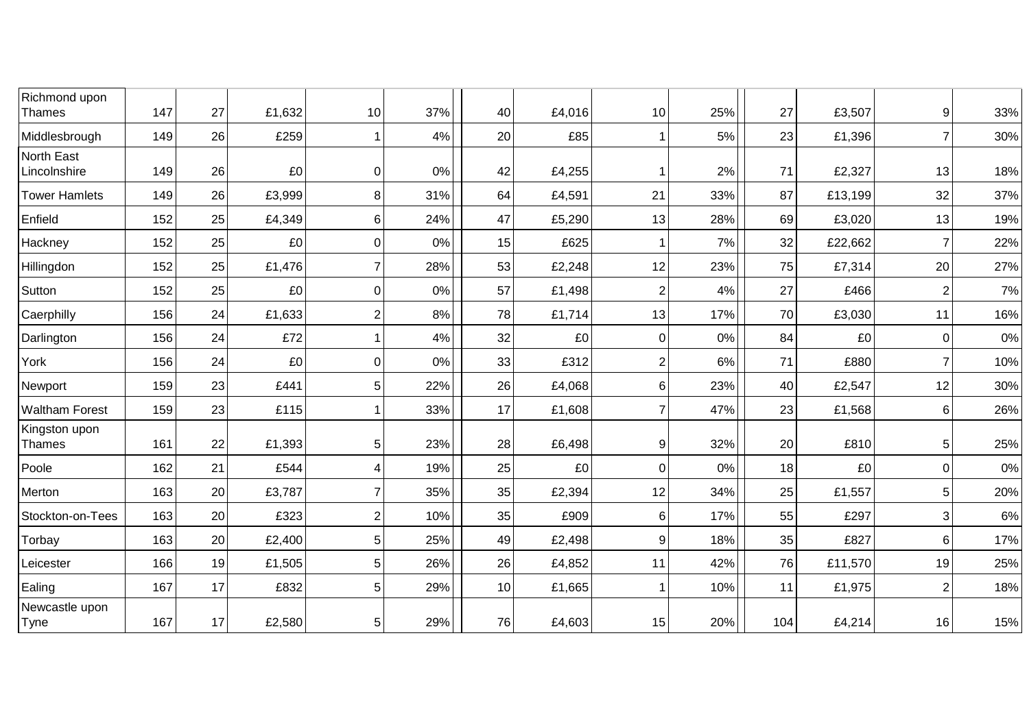| | | | | | | | | | | | | | |
|---|---|---|---|---|---|---|---|---|---|---|---|---|---|
| Richmond upon Thames | 147 | 27 | £1,632 | 10 | 37% | 40 | £4,016 | 10 | 25% | 27 | £3,507 | 9 | 33% |
| Middlesbrough | 149 | 26 | £259 | 1 | 4% | 20 | £85 | 1 | 5% | 23 | £1,396 | 7 | 30% |
| North East Lincolnshire | 149 | 26 | £0 | 0 | 0% | 42 | £4,255 | 1 | 2% | 71 | £2,327 | 13 | 18% |
| Tower Hamlets | 149 | 26 | £3,999 | 8 | 31% | 64 | £4,591 | 21 | 33% | 87 | £13,199 | 32 | 37% |
| Enfield | 152 | 25 | £4,349 | 6 | 24% | 47 | £5,290 | 13 | 28% | 69 | £3,020 | 13 | 19% |
| Hackney | 152 | 25 | £0 | 0 | 0% | 15 | £625 | 1 | 7% | 32 | £22,662 | 7 | 22% |
| Hillingdon | 152 | 25 | £1,476 | 7 | 28% | 53 | £2,248 | 12 | 23% | 75 | £7,314 | 20 | 27% |
| Sutton | 152 | 25 | £0 | 0 | 0% | 57 | £1,498 | 2 | 4% | 27 | £466 | 2 | 7% |
| Caerphilly | 156 | 24 | £1,633 | 2 | 8% | 78 | £1,714 | 13 | 17% | 70 | £3,030 | 11 | 16% |
| Darlington | 156 | 24 | £72 | 1 | 4% | 32 | £0 | 0 | 0% | 84 | £0 | 0 | 0% |
| York | 156 | 24 | £0 | 0 | 0% | 33 | £312 | 2 | 6% | 71 | £880 | 7 | 10% |
| Newport | 159 | 23 | £441 | 5 | 22% | 26 | £4,068 | 6 | 23% | 40 | £2,547 | 12 | 30% |
| Waltham Forest | 159 | 23 | £115 | 1 | 33% | 17 | £1,608 | 7 | 47% | 23 | £1,568 | 6 | 26% |
| Kingston upon Thames | 161 | 22 | £1,393 | 5 | 23% | 28 | £6,498 | 9 | 32% | 20 | £810 | 5 | 25% |
| Poole | 162 | 21 | £544 | 4 | 19% | 25 | £0 | 0 | 0% | 18 | £0 | 0 | 0% |
| Merton | 163 | 20 | £3,787 | 7 | 35% | 35 | £2,394 | 12 | 34% | 25 | £1,557 | 5 | 20% |
| Stockton-on-Tees | 163 | 20 | £323 | 2 | 10% | 35 | £909 | 6 | 17% | 55 | £297 | 3 | 6% |
| Torbay | 163 | 20 | £2,400 | 5 | 25% | 49 | £2,498 | 9 | 18% | 35 | £827 | 6 | 17% |
| Leicester | 166 | 19 | £1,505 | 5 | 26% | 26 | £4,852 | 11 | 42% | 76 | £11,570 | 19 | 25% |
| Ealing | 167 | 17 | £832 | 5 | 29% | 10 | £1,665 | 1 | 10% | 11 | £1,975 | 2 | 18% |
| Newcastle upon Tyne | 167 | 17 | £2,580 | 5 | 29% | 76 | £4,603 | 15 | 20% | 104 | £4,214 | 16 | 15% |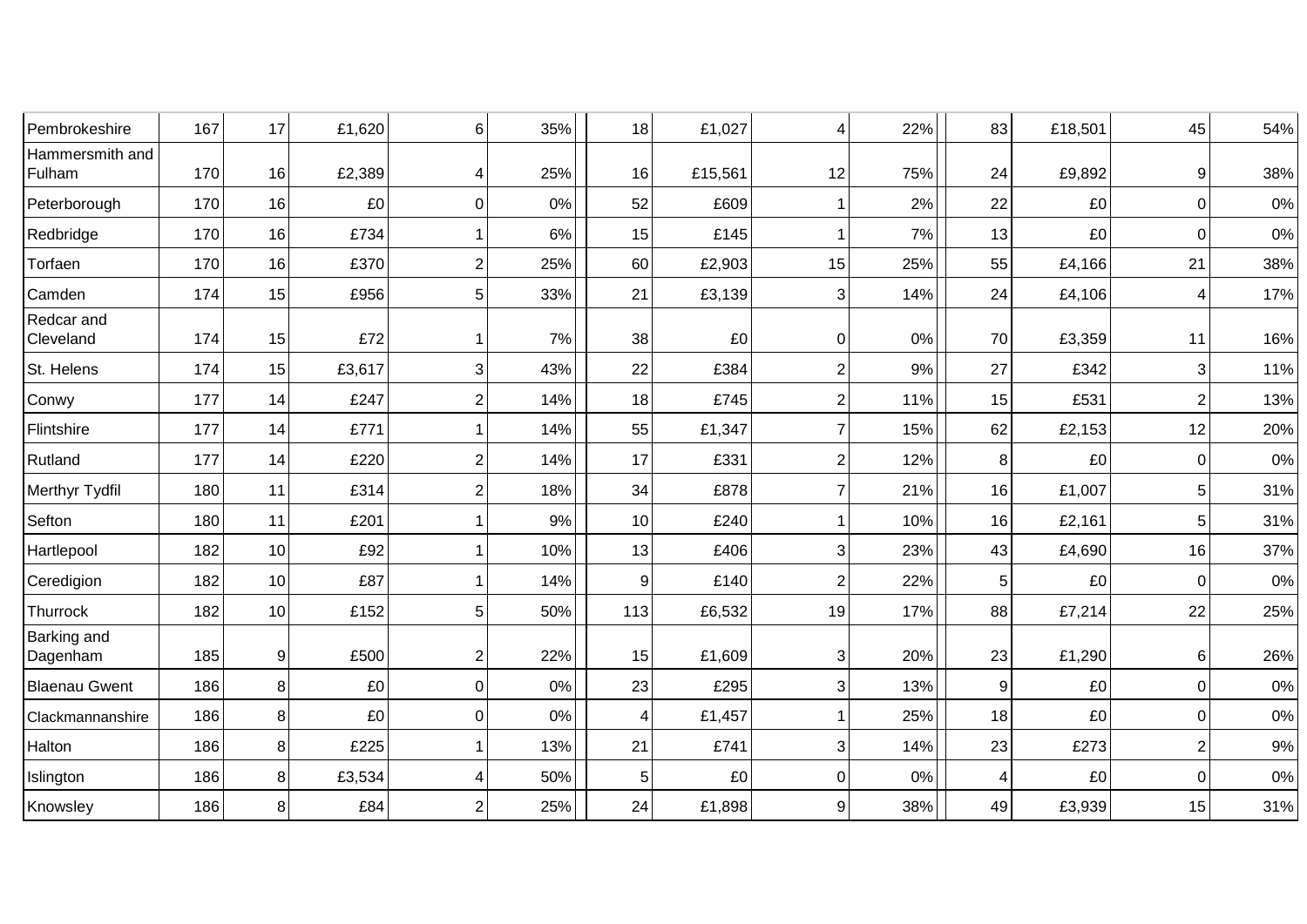| | | | | | | | | | | | | | |
|---|---|---|---|---|---|---|---|---|---|---|---|---|---|
| Pembrokeshire | 167 | 17 | £1,620 | 6 | 35% | 18 | £1,027 | 4 | 22% | 83 | £18,501 | 45 | 54% |
| Hammersmith and Fulham | 170 | 16 | £2,389 | 4 | 25% | 16 | £15,561 | 12 | 75% | 24 | £9,892 | 9 | 38% |
| Peterborough | 170 | 16 | £0 | 0 | 0% | 52 | £609 | 1 | 2% | 22 | £0 | 0 | 0% |
| Redbridge | 170 | 16 | £734 | 1 | 6% | 15 | £145 | 1 | 7% | 13 | £0 | 0 | 0% |
| Torfaen | 170 | 16 | £370 | 2 | 25% | 60 | £2,903 | 15 | 25% | 55 | £4,166 | 21 | 38% |
| Camden | 174 | 15 | £956 | 5 | 33% | 21 | £3,139 | 3 | 14% | 24 | £4,106 | 4 | 17% |
| Redcar and Cleveland | 174 | 15 | £72 | 1 | 7% | 38 | £0 | 0 | 0% | 70 | £3,359 | 11 | 16% |
| St. Helens | 174 | 15 | £3,617 | 3 | 43% | 22 | £384 | 2 | 9% | 27 | £342 | 3 | 11% |
| Conwy | 177 | 14 | £247 | 2 | 14% | 18 | £745 | 2 | 11% | 15 | £531 | 2 | 13% |
| Flintshire | 177 | 14 | £771 | 1 | 14% | 55 | £1,347 | 7 | 15% | 62 | £2,153 | 12 | 20% |
| Rutland | 177 | 14 | £220 | 2 | 14% | 17 | £331 | 2 | 12% | 8 | £0 | 0 | 0% |
| Merthyr Tydfil | 180 | 11 | £314 | 2 | 18% | 34 | £878 | 7 | 21% | 16 | £1,007 | 5 | 31% |
| Sefton | 180 | 11 | £201 | 1 | 9% | 10 | £240 | 1 | 10% | 16 | £2,161 | 5 | 31% |
| Hartlepool | 182 | 10 | £92 | 1 | 10% | 13 | £406 | 3 | 23% | 43 | £4,690 | 16 | 37% |
| Ceredigion | 182 | 10 | £87 | 1 | 14% | 9 | £140 | 2 | 22% | 5 | £0 | 0 | 0% |
| Thurrock | 182 | 10 | £152 | 5 | 50% | 113 | £6,532 | 19 | 17% | 88 | £7,214 | 22 | 25% |
| Barking and Dagenham | 185 | 9 | £500 | 2 | 22% | 15 | £1,609 | 3 | 20% | 23 | £1,290 | 6 | 26% |
| Blaenau Gwent | 186 | 8 | £0 | 0 | 0% | 23 | £295 | 3 | 13% | 9 | £0 | 0 | 0% |
| Clackmannanshire | 186 | 8 | £0 | 0 | 0% | 4 | £1,457 | 1 | 25% | 18 | £0 | 0 | 0% |
| Halton | 186 | 8 | £225 | 1 | 13% | 21 | £741 | 3 | 14% | 23 | £273 | 2 | 9% |
| Islington | 186 | 8 | £3,534 | 4 | 50% | 5 | £0 | 0 | 0% | 4 | £0 | 0 | 0% |
| Knowsley | 186 | 8 | £84 | 2 | 25% | 24 | £1,898 | 9 | 38% | 49 | £3,939 | 15 | 31% |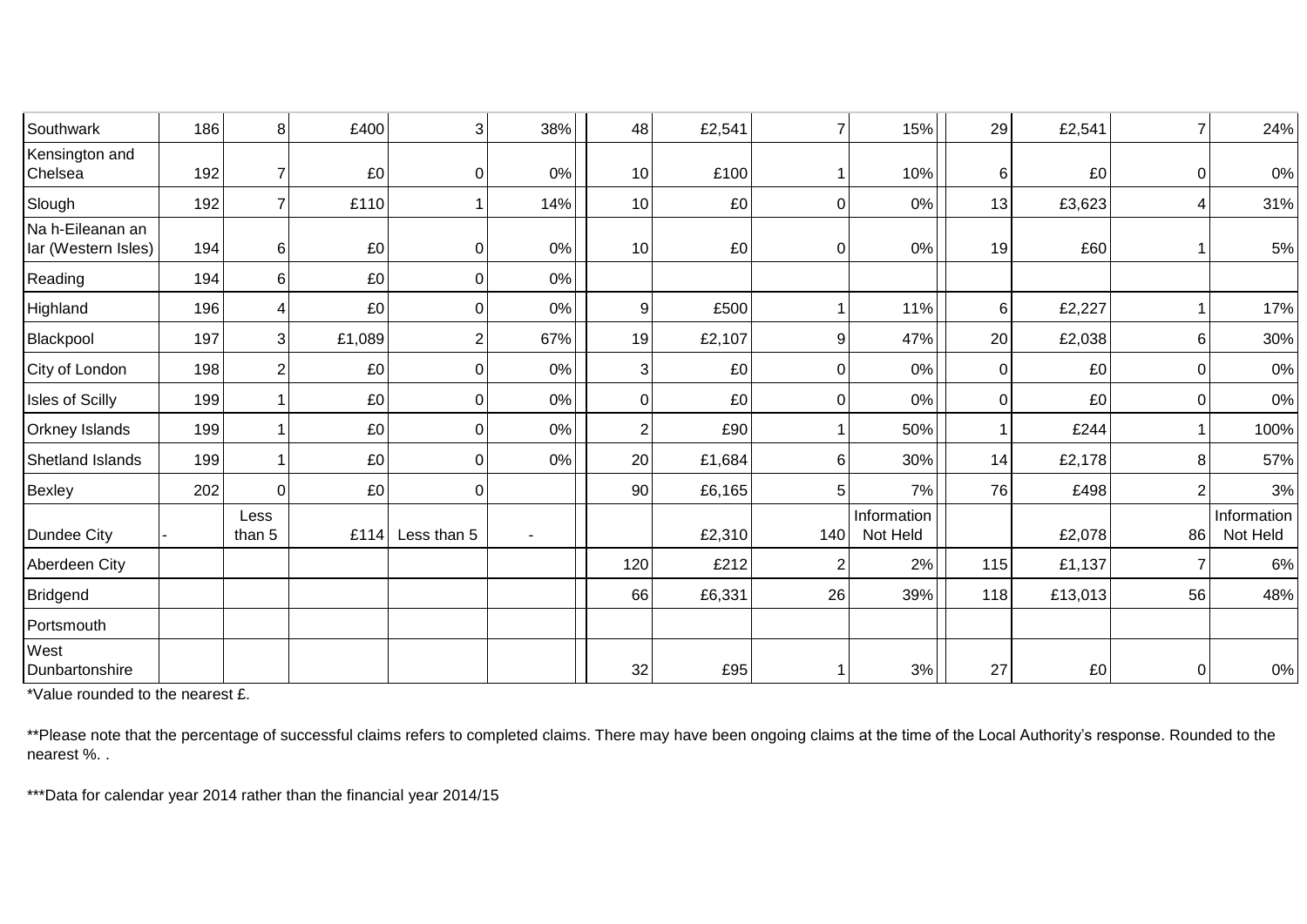| | | | | | | | | | | | | | |
|---|---|---|---|---|---|---|---|---|---|---|---|---|---|
| Southwark | 186 | 8 | £400 | 3 | 38% | 48 | £2,541 | 7 | 15% | 29 | £2,541 | 7 | 24% |
| Kensington and Chelsea | 192 | 7 | £0 | 0 | 0% | 10 | £100 | 1 | 10% | 6 | £0 | 0 | 0% |
| Slough | 192 | 7 | £110 | 1 | 14% | 10 | £0 | 0 | 0% | 13 | £3,623 | 4 | 31% |
| Na h-Eileanan an Iar (Western Isles) | 194 | 6 | £0 | 0 | 0% | 10 | £0 | 0 | 0% | 19 | £60 | 1 | 5% |
| Reading | 194 | 6 | £0 | 0 | 0% | | | | | | | | |
| Highland | 196 | 4 | £0 | 0 | 0% | 9 | £500 | 1 | 11% | 6 | £2,227 | 1 | 17% |
| Blackpool | 197 | 3 | £1,089 | 2 | 67% | 19 | £2,107 | 9 | 47% | 20 | £2,038 | 6 | 30% |
| City of London | 198 | 2 | £0 | 0 | 0% | 3 | £0 | 0 | 0% | 0 | £0 | 0 | 0% |
| Isles of Scilly | 199 | 1 | £0 | 0 | 0% | 0 | £0 | 0 | 0% | 0 | £0 | 0 | 0% |
| Orkney Islands | 199 | 1 | £0 | 0 | 0% | 2 | £90 | 1 | 50% | 1 | £244 | 1 | 100% |
| Shetland Islands | 199 | 1 | £0 | 0 | 0% | 20 | £1,684 | 6 | 30% | 14 | £2,178 | 8 | 57% |
| Bexley | 202 | 0 | £0 | 0 | | 90 | £6,165 | 5 | 7% | 76 | £498 | 2 | 3% |
| Dundee City | - | Less than 5 | £114 | Less than 5 | - | | £2,310 | 140 | Information Not Held | | £2,078 | 86 | Information Not Held |
| Aberdeen City | | | | | | 120 | £212 | 2 | 2% | 115 | £1,137 | 7 | 6% |
| Bridgend | | | | | | 66 | £6,331 | 26 | 39% | 118 | £13,013 | 56 | 48% |
| Portsmouth | | | | | | | | | | | | | |
| West Dunbartonshire | | | | | | 32 | £95 | 1 | 3% | 27 | £0 | 0 | 0% |

*Value rounded to the nearest £.

**Please note that the percentage of successful claims refers to completed claims. There may have been ongoing claims at the time of the Local Authority's response. Rounded to the nearest %. .

***Data for calendar year 2014 rather than the financial year 2014/15